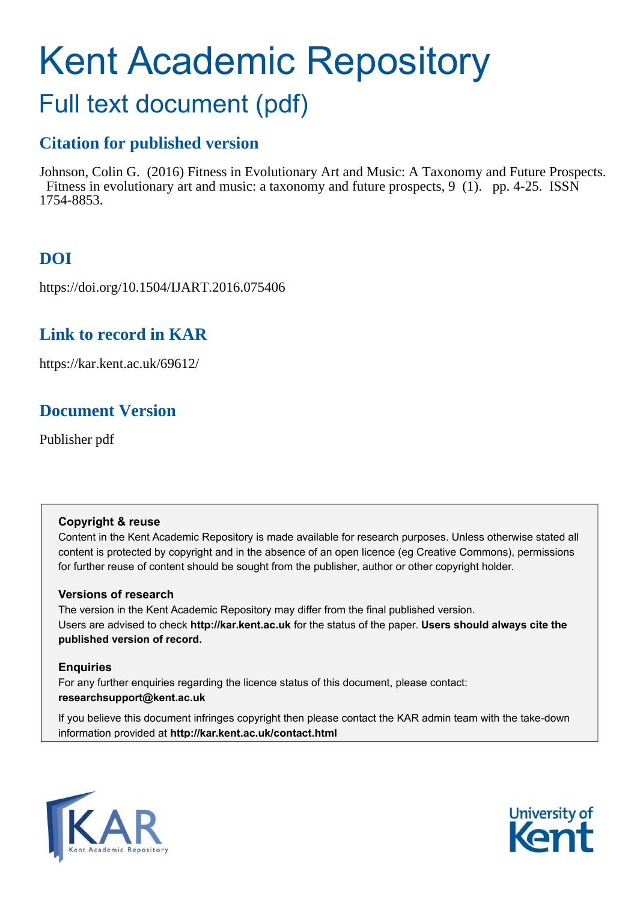# Kent Academic Repository

## Full text document (pdf)

### Citation for published version

Johnson, Colin G. (2016) Fitness in Evolutionary Art and Music: A Taxonomy and Future Prospects. Fitness in evolutionary art and music: a taxonomy and future prospects, 9 (1). pp. 4-25. ISSN 1754-8853.

### DOI

https://doi.org/10.1504/IJART.2016.075406

### Link to record in KAR

https://kar.kent.ac.uk/69612/

### Document Version

Publisher pdf

**Copyright & reuse**

Content in the Kent Academic Repository is made available for research purposes. Unless otherwise stated all content is protected by copyright and in the absence of an open licence (eg Creative Commons), permissions for further reuse of content should be sought from the publisher, author or other copyright holder.

**Versions of research**

The version in the Kent Academic Repository may differ from the final published version. Users are advised to check **http://kar.kent.ac.uk** for the status of the paper. **Users should always cite the published version of record.**

**Enquiries**

For any further enquiries regarding the licence status of this document, please contact: **researchsupport@kent.ac.uk**

If you believe this document infringes copyright then please contact the KAR admin team with the take-down information provided at **http://kar.kent.ac.uk/contact.html**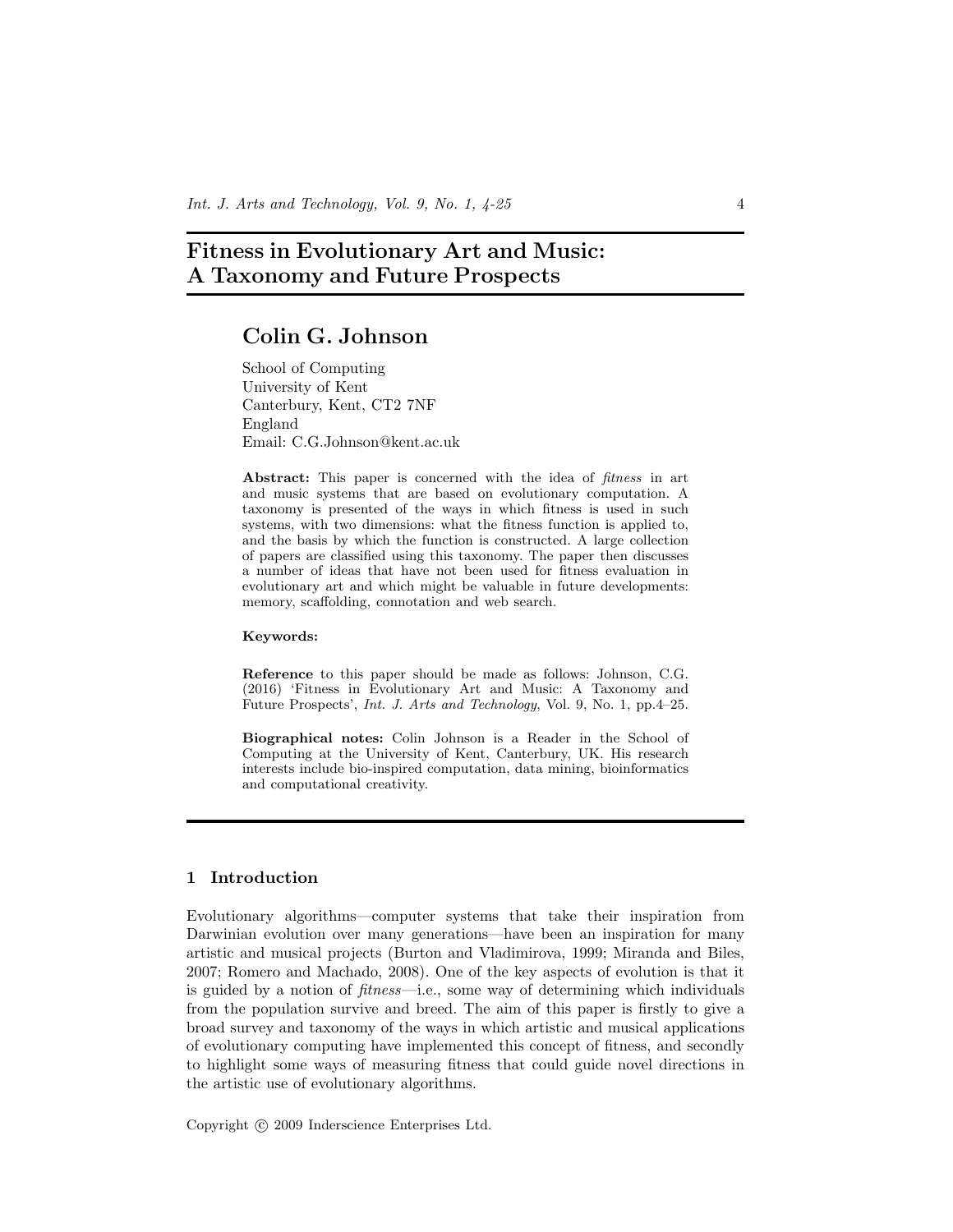# Fitness in Evolutionary Art and Music: A Taxonomy and Future Prospects

## Colin G. Johnson

School of Computing
University of Kent
Canterbury, Kent, CT2 7NF
England
Email: C.G.Johnson@kent.ac.uk

**Abstract:** This paper is concerned with the idea of *fitness* in art and music systems that are based on evolutionary computation. A taxonomy is presented of the ways in which fitness is used in such systems, with two dimensions: what the fitness function is applied to, and the basis by which the function is constructed. A large collection of papers are classified using this taxonomy. The paper then discusses a number of ideas that have not been used for fitness evaluation in evolutionary art and which might be valuable in future developments: memory, scaffolding, connotation and web search.

**Keywords:**

**Reference** to this paper should be made as follows: Johnson, C.G. (2016) 'Fitness in Evolutionary Art and Music: A Taxonomy and Future Prospects', *Int. J. Arts and Technology*, Vol. 9, No. 1, pp.4–25.

**Biographical notes:** Colin Johnson is a Reader in the School of Computing at the University of Kent, Canterbury, UK. His research interests include bio-inspired computation, data mining, bioinformatics and computational creativity.

## 1 Introduction

Evolutionary algorithms—computer systems that take their inspiration from Darwinian evolution over many generations—have been an inspiration for many artistic and musical projects (Burton and Vladimirova, 1999; Miranda and Biles, 2007; Romero and Machado, 2008). One of the key aspects of evolution is that it is guided by a notion of *fitness*—i.e., some way of determining which individuals from the population survive and breed. The aim of this paper is firstly to give a broad survey and taxonomy of the ways in which artistic and musical applications of evolutionary computing have implemented this concept of fitness, and secondly to highlight some ways of measuring fitness that could guide novel directions in the artistic use of evolutionary algorithms.

Copyright © 2009 Inderscience Enterprises Ltd.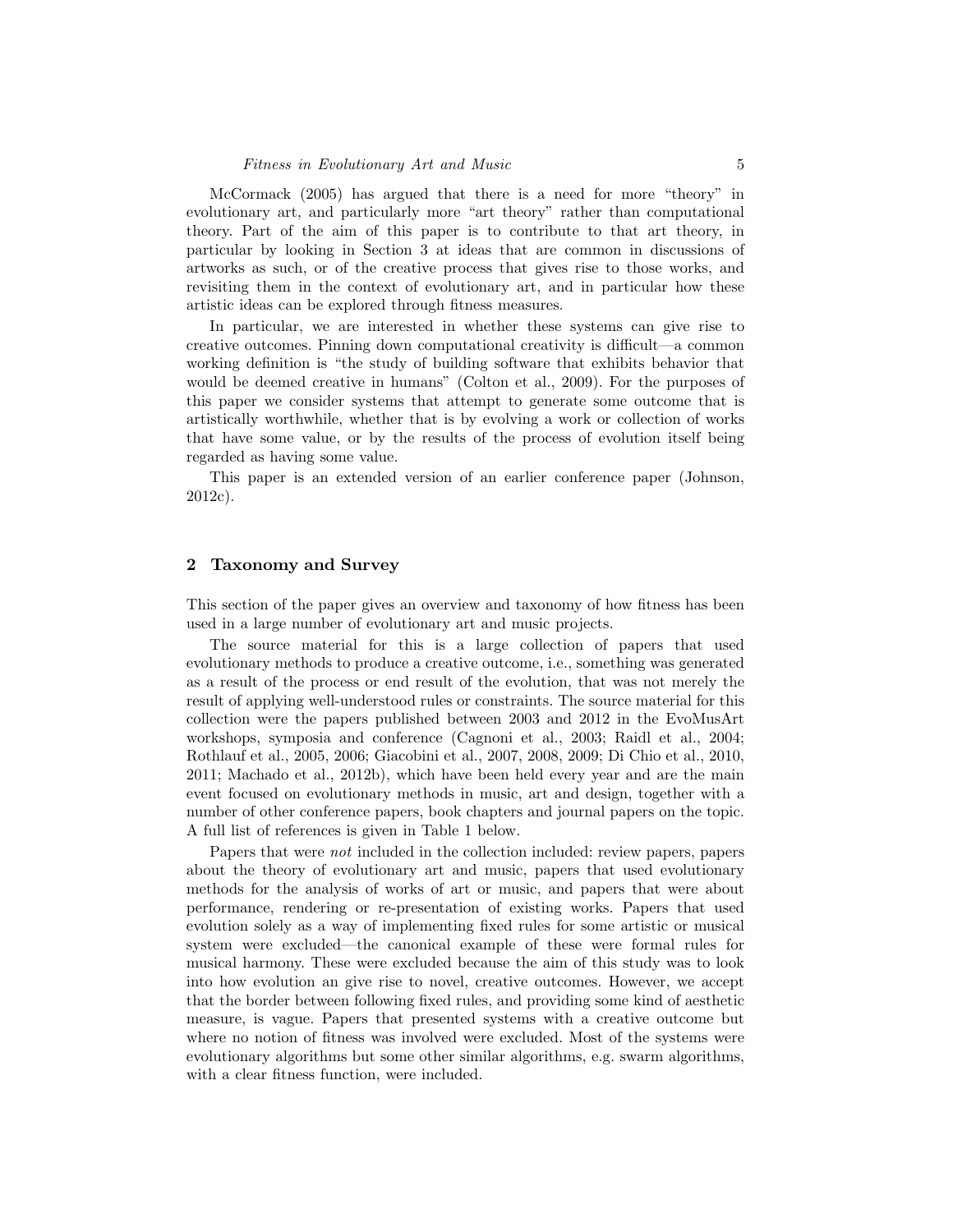McCormack (2005) has argued that there is a need for more "theory" in evolutionary art, and particularly more "art theory" rather than computational theory. Part of the aim of this paper is to contribute to that art theory, in particular by looking in Section 3 at ideas that are common in discussions of artworks as such, or of the creative process that gives rise to those works, and revisiting them in the context of evolutionary art, and in particular how these artistic ideas can be explored through fitness measures.

In particular, we are interested in whether these systems can give rise to creative outcomes. Pinning down computational creativity is difficult—a common working definition is "the study of building software that exhibits behavior that would be deemed creative in humans" (Colton et al., 2009). For the purposes of this paper we consider systems that attempt to generate some outcome that is artistically worthwhile, whether that is by evolving a work or collection of works that have some value, or by the results of the process of evolution itself being regarded as having some value.

This paper is an extended version of an earlier conference paper (Johnson, 2012c).

## 2 Taxonomy and Survey

This section of the paper gives an overview and taxonomy of how fitness has been used in a large number of evolutionary art and music projects.

The source material for this is a large collection of papers that used evolutionary methods to produce a creative outcome, i.e., something was generated as a result of the process or end result of the evolution, that was not merely the result of applying well-understood rules or constraints. The source material for this collection were the papers published between 2003 and 2012 in the EvoMusArt workshops, symposia and conference (Cagnoni et al., 2003; Raidl et al., 2004; Rothlauf et al., 2005, 2006; Giacobini et al., 2007, 2008, 2009; Di Chio et al., 2010, 2011; Machado et al., 2012b), which have been held every year and are the main event focused on evolutionary methods in music, art and design, together with a number of other conference papers, book chapters and journal papers on the topic. A full list of references is given in Table 1 below.

Papers that were *not* included in the collection included: review papers, papers about the theory of evolutionary art and music, papers that used evolutionary methods for the analysis of works of art or music, and papers that were about performance, rendering or re-presentation of existing works. Papers that used evolution solely as a way of implementing fixed rules for some artistic or musical system were excluded—the canonical example of these were formal rules for musical harmony. These were excluded because the aim of this study was to look into how evolution an give rise to novel, creative outcomes. However, we accept that the border between following fixed rules, and providing some kind of aesthetic measure, is vague. Papers that presented systems with a creative outcome but where no notion of fitness was involved were excluded. Most of the systems were evolutionary algorithms but some other similar algorithms, e.g. swarm algorithms, with a clear fitness function, were included.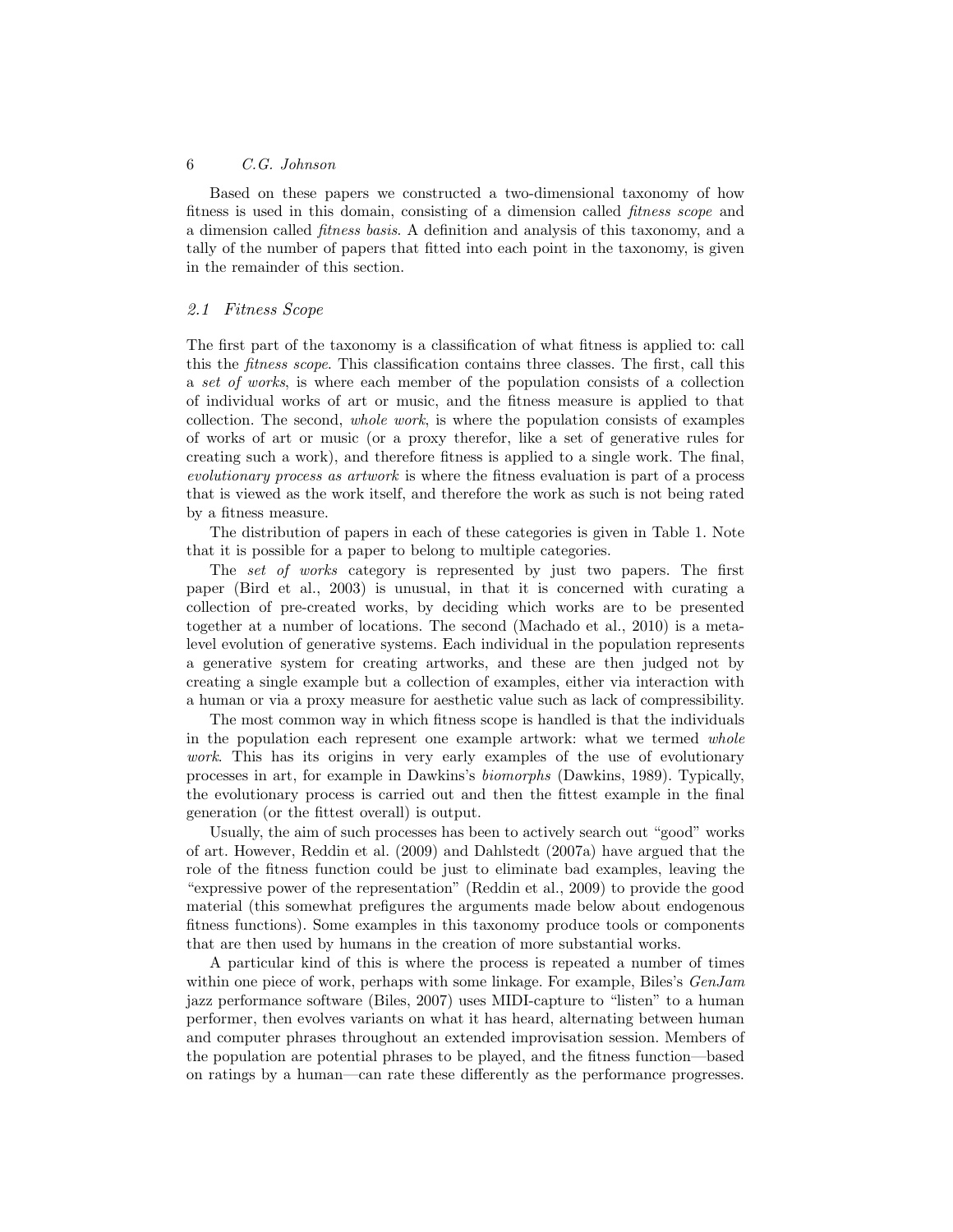Based on these papers we constructed a two-dimensional taxonomy of how fitness is used in this domain, consisting of a dimension called *fitness scope* and a dimension called *fitness basis*. A definition and analysis of this taxonomy, and a tally of the number of papers that fitted into each point in the taxonomy, is given in the remainder of this section.

### 2.1 Fitness Scope

The first part of the taxonomy is a classification of what fitness is applied to: call this the *fitness scope*. This classification contains three classes. The first, call this a *set of works*, is where each member of the population consists of a collection of individual works of art or music, and the fitness measure is applied to that collection. The second, *whole work*, is where the population consists of examples of works of art or music (or a proxy therefor, like a set of generative rules for creating such a work), and therefore fitness is applied to a single work. The final, *evolutionary process as artwork* is where the fitness evaluation is part of a process that is viewed as the work itself, and therefore the work as such is not being rated by a fitness measure.

The distribution of papers in each of these categories is given in Table 1. Note that it is possible for a paper to belong to multiple categories.

The *set of works* category is represented by just two papers. The first paper (Bird et al., 2003) is unusual, in that it is concerned with curating a collection of pre-created works, by deciding which works are to be presented together at a number of locations. The second (Machado et al., 2010) is a meta-level evolution of generative systems. Each individual in the population represents a generative system for creating artworks, and these are then judged not by creating a single example but a collection of examples, either via interaction with a human or via a proxy measure for aesthetic value such as lack of compressibility.

The most common way in which fitness scope is handled is that the individuals in the population each represent one example artwork: what we termed *whole work*. This has its origins in very early examples of the use of evolutionary processes in art, for example in Dawkins's *biomorphs* (Dawkins, 1989). Typically, the evolutionary process is carried out and then the fittest example in the final generation (or the fittest overall) is output.

Usually, the aim of such processes has been to actively search out "good" works of art. However, Reddin et al. (2009) and Dahlstedt (2007a) have argued that the role of the fitness function could be just to eliminate bad examples, leaving the "expressive power of the representation" (Reddin et al., 2009) to provide the good material (this somewhat prefigures the arguments made below about endogenous fitness functions). Some examples in this taxonomy produce tools or components that are then used by humans in the creation of more substantial works.

A particular kind of this is where the process is repeated a number of times within one piece of work, perhaps with some linkage. For example, Biles's *GenJam* jazz performance software (Biles, 2007) uses MIDI-capture to "listen" to a human performer, then evolves variants on what it has heard, alternating between human and computer phrases throughout an extended improvisation session. Members of the population are potential phrases to be played, and the fitness function—based on ratings by a human—can rate these differently as the performance progresses.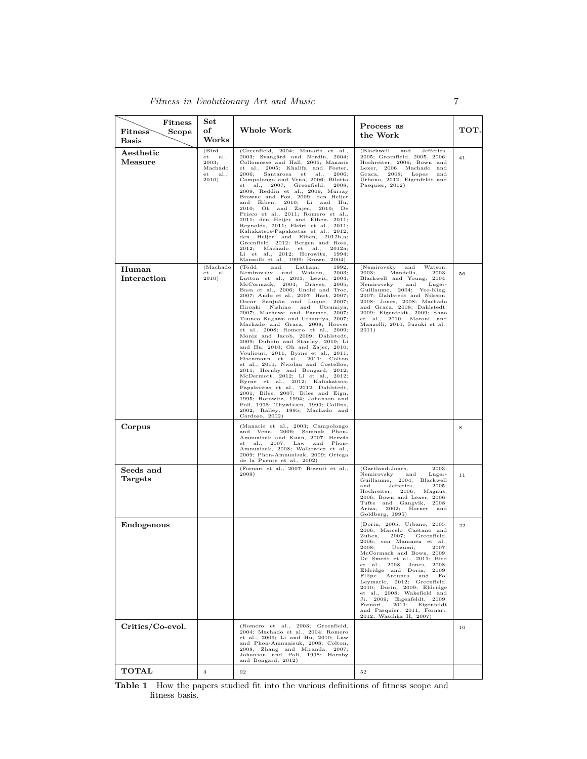| Fitness Scope / Fitness Basis | Set of Works | Whole Work | Process as the Work | TOT. |
|---|---|---|---|---|
| **Aesthetic Measure** | (Bird et al., 2003; Machado et al., 2010) | (Greenfield, 2004; Manaris et al., 2003; Svangård and Nordin, 2004; Collomosse and Hall, 2005; Manaris et al., 2005; Khalifa and Foster, 2006; Santarosa et al., 2006; Campolongo and Vena, 2006; Bilotta et al., 2007; Greenfield, 2008, 2009; Reddin et al., 2009; Murray Browne and Fox, 2009; den Heijer and Eiben, 2010; Li and Hu, 2010; Oh and Zajec, 2010; De Prisco et al., 2011; Romero et al., 2011; den Heijer and Eiben, 2011; Reynolds, 2011; Ekárt et al., 2011; Kaliakatsos-Papakostas et al., 2012; den Heijer and Eiben, 2012b,a; Greenfield, 2012; Bergen and Ross, 2012; Machado et al., 2012a; Li et al., 2012; Horowitz, 1994; Manzolli et al., 1999; Brown, 2004) | (Blackwell and Jefferies, 2005; Greenfield, 2005, 2006; Hochreiter, 2006; Bown and Lexer, 2006; Machado and Graca, 2008; Lopes and Urbano, 2012; Eigenfeldt and Pasquier, 2012) | 41 |
| **Human Interaction** | (Machado et al., 2010) | (Todd and Latham, 1992; Nemirovsky and Watson, 2003; Lutton et al., 2003; Lewis, 2004; McCormack, 2004; Draves, 2005; Basa et al., 2006; Unold and Troc, 2007; Ando et al., 2007; Hart, 2007; Oscar Sanjuán and Luque, 2007; Hiroaki Nishino and Utsumiya, 2007; Machewe and Parmee, 2007; Tsuneo Kagawa and Utsumiya, 2007; Machado and Graca, 2008; Hoover et al., 2008; Romero et al., 2009; Moniz and Jacob, 2009; Dahlstedt, 2009; Dubbin and Stanley, 2010; Li and Hu, 2010; Oh and Zajec, 2010; Vouliouri, 2011; Byrne et al., 2011; Eisenmann et al., 2011; Colton et al., 2011; Nicolau and Costelloe, 2011; Hornby and Bongard, 2012; McDermott, 2012; Li et al., 2012; Byrne et al., 2012; Kaliakatsos-Papakostas et al., 2012; Dahlstedt, 2001; Biles, 2007; Biles and Eign, 1995; Horowitz, 1994; Johanson and Poli, 1998; Thywissen, 1999; Collins, 2002; Ralley, 1995; Machado and Cardoso, 2002) | (Nemirovsky and Watson, 2003; Mandelis, 2003; Blackwell and Young, 2004; Nemirovsky and Luger-Guillaume, 2004; Yee-King, 2007; Dahlstedt and Nilsson, 2008; Jones, 2008; Machado and Graca, 2008; Dahlstedt, 2009; Eigenfeldt, 2009; Shao et al., 2010; Moroni and Manzolli, 2010; Suzuki et al., 2011) | 56 |
| **Corpus** | | (Manaris et al., 2003; Campolongo and Vena, 2006; Somnuk Phon-Amnuaisuk and Kuan, 2007; Hervás et al., 2007; Law and Phon-Amnuaisuk, 2008; Wolkowicz et al., 2009; Phon-Amnuaisuk, 2009; Ortega de la Puente et al., 2002) | | 8 |
| **Seeds and Targets** | | (Fornari et al., 2007; Rizzuti et al., 2009) | (Gartland-Jones, 2003; Nemirovsky and Luger-Guillaume, 2004; Blackwell and Jefferies, 2005; Hochreiter, 2006; Magnus, 2006; Bown and Lexer, 2006; Tufte and Gangvik, 2008; Ariza, 2002; Horner and Goldberg, 1995) | 11 |
| **Endogenous** | | | (Dorin, 2005; Urbano, 2005, 2006; Marcelo Caetano and Zuben, 2007; Greenfield, 2006; von Mammen et al., 2008; Uozumi, 2007; McCormack and Bown, 2009; De Smedt et al., 2011; Bird et al., 2008; Jones, 2008; Eldridge and Dorin, 2009; Filipe Antunes and Fol Leymarie, 2012; Greenfield, 2010; Dorin, 2009; Eldridge et al., 2008; Wakefield and Ji, 2009; Eigenfeldt, 2009; Fornari, 2011; Eigenfeldt and Pasquier, 2011; Fornari, 2012; Waschka II, 2007) | 22 |
| **Critics/Co-evol.** | | (Romero et al., 2003; Greenfield, 2004; Machado et al., 2004; Romero et al., 2009; Li and Hu, 2010; Law and Phon-Amnuaisuk, 2008; Colton, 2008; Zhang and Miranda, 2007; Johanson and Poli, 1998; Hornby and Bongard, 2012) | | 10 |
| **TOTAL** | 3 | 92 | 52 | |

**Table 1** How the papers studied fit into the various definitions of fitness scope and fitness basis.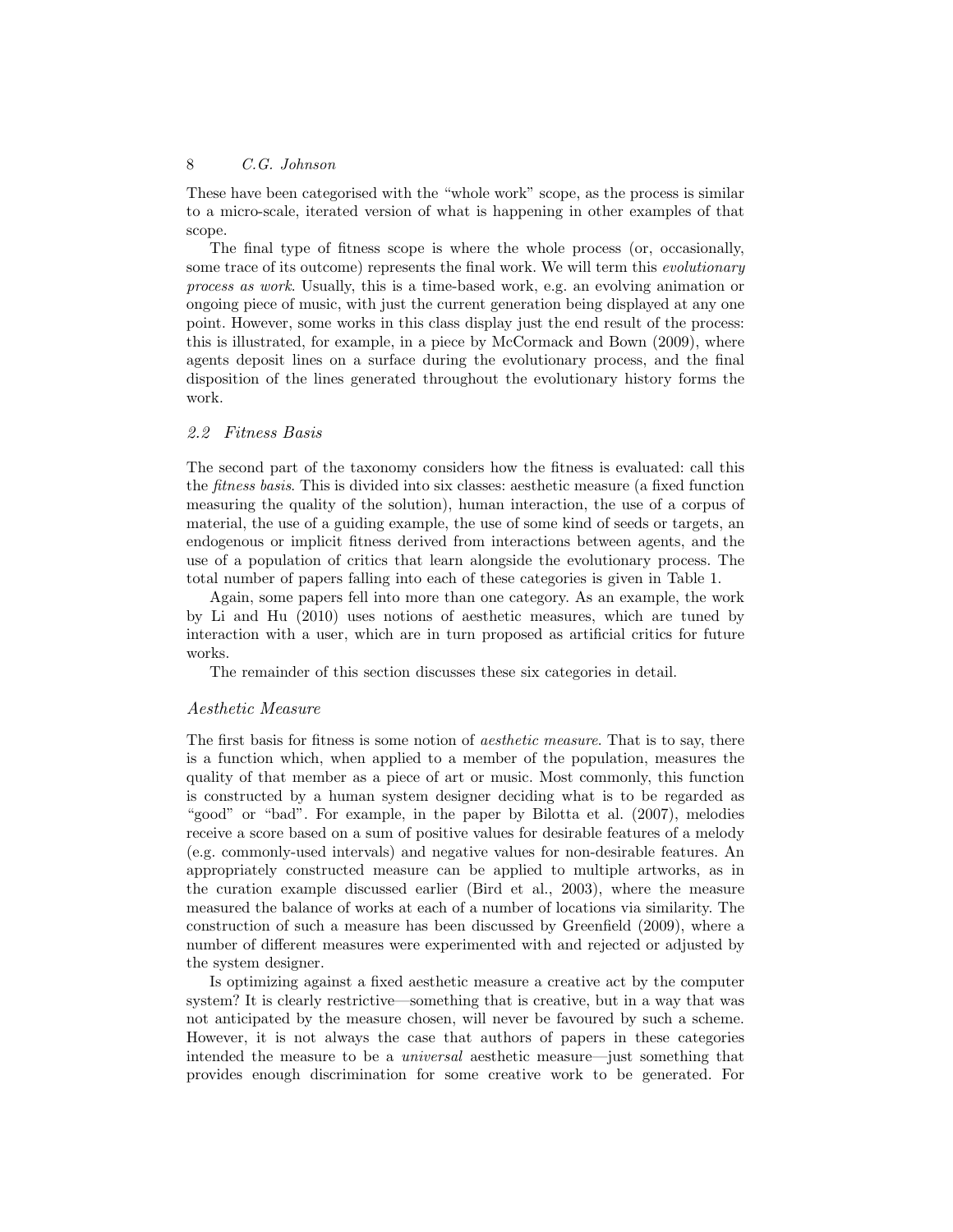These have been categorised with the "whole work" scope, as the process is similar to a micro-scale, iterated version of what is happening in other examples of that scope.

The final type of fitness scope is where the whole process (or, occasionally, some trace of its outcome) represents the final work. We will term this *evolutionary process as work*. Usually, this is a time-based work, e.g. an evolving animation or ongoing piece of music, with just the current generation being displayed at any one point. However, some works in this class display just the end result of the process: this is illustrated, for example, in a piece by McCormack and Bown (2009), where agents deposit lines on a surface during the evolutionary process, and the final disposition of the lines generated throughout the evolutionary history forms the work.

## *2.2 Fitness Basis*

The second part of the taxonomy considers how the fitness is evaluated: call this the *fitness basis*. This is divided into six classes: aesthetic measure (a fixed function measuring the quality of the solution), human interaction, the use of a corpus of material, the use of a guiding example, the use of some kind of seeds or targets, an endogenous or implicit fitness derived from interactions between agents, and the use of a population of critics that learn alongside the evolutionary process. The total number of papers falling into each of these categories is given in Table 1.

Again, some papers fell into more than one category. As an example, the work by Li and Hu (2010) uses notions of aesthetic measures, which are tuned by interaction with a user, which are in turn proposed as artificial critics for future works.

The remainder of this section discusses these six categories in detail.

### *Aesthetic Measure*

The first basis for fitness is some notion of *aesthetic measure*. That is to say, there is a function which, when applied to a member of the population, measures the quality of that member as a piece of art or music. Most commonly, this function is constructed by a human system designer deciding what is to be regarded as "good" or "bad". For example, in the paper by Bilotta et al. (2007), melodies receive a score based on a sum of positive values for desirable features of a melody (e.g. commonly-used intervals) and negative values for non-desirable features. An appropriately constructed measure can be applied to multiple artworks, as in the curation example discussed earlier (Bird et al., 2003), where the measure measured the balance of works at each of a number of locations via similarity. The construction of such a measure has been discussed by Greenfield (2009), where a number of different measures were experimented with and rejected or adjusted by the system designer.

Is optimizing against a fixed aesthetic measure a creative act by the computer system? It is clearly restrictive—something that is creative, but in a way that was not anticipated by the measure chosen, will never be favoured by such a scheme. However, it is not always the case that authors of papers in these categories intended the measure to be a *universal* aesthetic measure—just something that provides enough discrimination for some creative work to be generated. For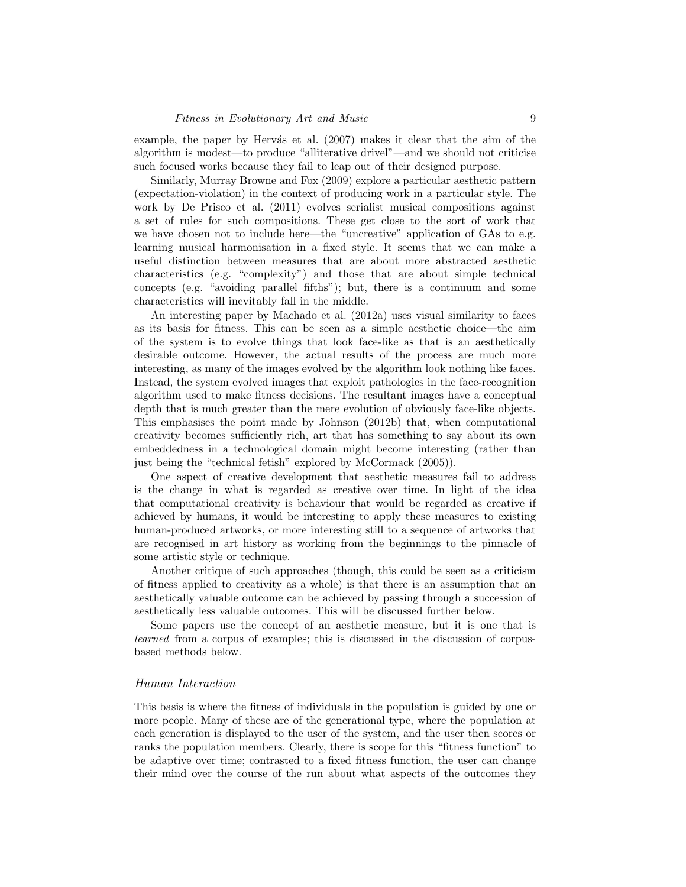example, the paper by Hervás et al. (2007) makes it clear that the aim of the algorithm is modest—to produce "alliterative drivel"—and we should not criticise such focused works because they fail to leap out of their designed purpose.

Similarly, Murray Browne and Fox (2009) explore a particular aesthetic pattern (expectation-violation) in the context of producing work in a particular style. The work by De Prisco et al. (2011) evolves serialist musical compositions against a set of rules for such compositions. These get close to the sort of work that we have chosen not to include here—the "uncreative" application of GAs to e.g. learning musical harmonisation in a fixed style. It seems that we can make a useful distinction between measures that are about more abstracted aesthetic characteristics (e.g. "complexity") and those that are about simple technical concepts (e.g. "avoiding parallel fifths"); but, there is a continuum and some characteristics will inevitably fall in the middle.

An interesting paper by Machado et al. (2012a) uses visual similarity to faces as its basis for fitness. This can be seen as a simple aesthetic choice—the aim of the system is to evolve things that look face-like as that is an aesthetically desirable outcome. However, the actual results of the process are much more interesting, as many of the images evolved by the algorithm look nothing like faces. Instead, the system evolved images that exploit pathologies in the face-recognition algorithm used to make fitness decisions. The resultant images have a conceptual depth that is much greater than the mere evolution of obviously face-like objects. This emphasises the point made by Johnson (2012b) that, when computational creativity becomes sufficiently rich, art that has something to say about its own embeddedness in a technological domain might become interesting (rather than just being the "technical fetish" explored by McCormack (2005)).

One aspect of creative development that aesthetic measures fail to address is the change in what is regarded as creative over time. In light of the idea that computational creativity is behaviour that would be regarded as creative if achieved by humans, it would be interesting to apply these measures to existing human-produced artworks, or more interesting still to a sequence of artworks that are recognised in art history as working from the beginnings to the pinnacle of some artistic style or technique.

Another critique of such approaches (though, this could be seen as a criticism of fitness applied to creativity as a whole) is that there is an assumption that an aesthetically valuable outcome can be achieved by passing through a succession of aesthetically less valuable outcomes. This will be discussed further below.

Some papers use the concept of an aesthetic measure, but it is one that is *learned* from a corpus of examples; this is discussed in the discussion of corpus-based methods below.

### Human Interaction

This basis is where the fitness of individuals in the population is guided by one or more people. Many of these are of the generational type, where the population at each generation is displayed to the user of the system, and the user then scores or ranks the population members. Clearly, there is scope for this "fitness function" to be adaptive over time; contrasted to a fixed fitness function, the user can change their mind over the course of the run about what aspects of the outcomes they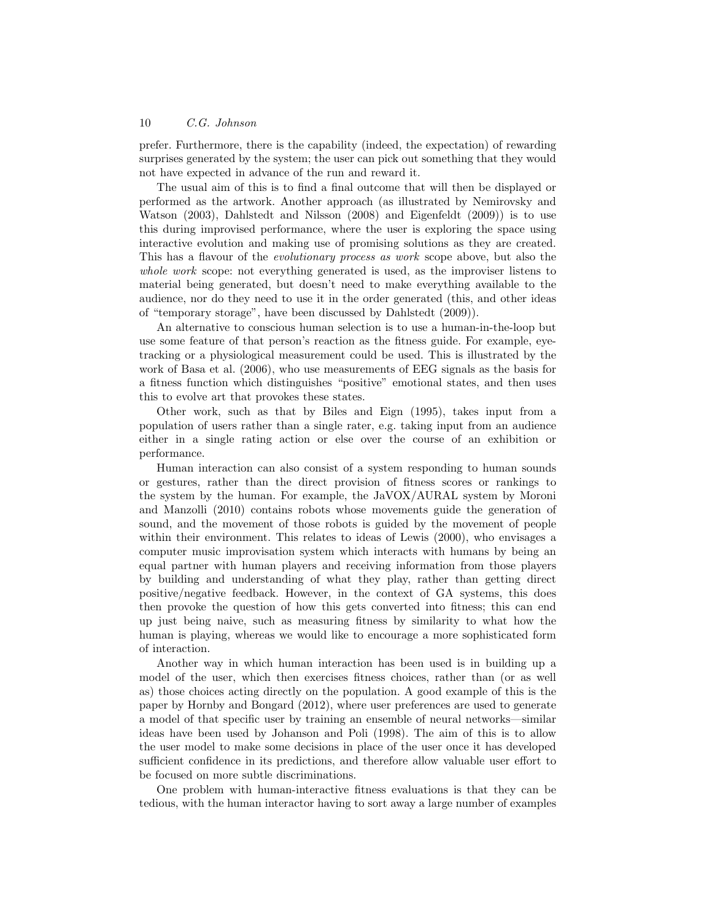prefer. Furthermore, there is the capability (indeed, the expectation) of rewarding surprises generated by the system; the user can pick out something that they would not have expected in advance of the run and reward it.

The usual aim of this is to find a final outcome that will then be displayed or performed as the artwork. Another approach (as illustrated by Nemirovsky and Watson (2003), Dahlstedt and Nilsson (2008) and Eigenfeldt (2009)) is to use this during improvised performance, where the user is exploring the space using interactive evolution and making use of promising solutions as they are created. This has a flavour of the *evolutionary process as work* scope above, but also the *whole work* scope: not everything generated is used, as the improviser listens to material being generated, but doesn't need to make everything available to the audience, nor do they need to use it in the order generated (this, and other ideas of "temporary storage", have been discussed by Dahlstedt (2009)).

An alternative to conscious human selection is to use a human-in-the-loop but use some feature of that person's reaction as the fitness guide. For example, eye-tracking or a physiological measurement could be used. This is illustrated by the work of Basa et al. (2006), who use measurements of EEG signals as the basis for a fitness function which distinguishes "positive" emotional states, and then uses this to evolve art that provokes these states.

Other work, such as that by Biles and Eign (1995), takes input from a population of users rather than a single rater, e.g. taking input from an audience either in a single rating action or else over the course of an exhibition or performance.

Human interaction can also consist of a system responding to human sounds or gestures, rather than the direct provision of fitness scores or rankings to the system by the human. For example, the JaVOX/AURAL system by Moroni and Manzolli (2010) contains robots whose movements guide the generation of sound, and the movement of those robots is guided by the movement of people within their environment. This relates to ideas of Lewis (2000), who envisages a computer music improvisation system which interacts with humans by being an equal partner with human players and receiving information from those players by building and understanding of what they play, rather than getting direct positive/negative feedback. However, in the context of GA systems, this does then provoke the question of how this gets converted into fitness; this can end up just being naive, such as measuring fitness by similarity to what how the human is playing, whereas we would like to encourage a more sophisticated form of interaction.

Another way in which human interaction has been used is in building up a model of the user, which then exercises fitness choices, rather than (or as well as) those choices acting directly on the population. A good example of this is the paper by Hornby and Bongard (2012), where user preferences are used to generate a model of that specific user by training an ensemble of neural networks—similar ideas have been used by Johanson and Poli (1998). The aim of this is to allow the user model to make some decisions in place of the user once it has developed sufficient confidence in its predictions, and therefore allow valuable user effort to be focused on more subtle discriminations.

One problem with human-interactive fitness evaluations is that they can be tedious, with the human interactor having to sort away a large number of examples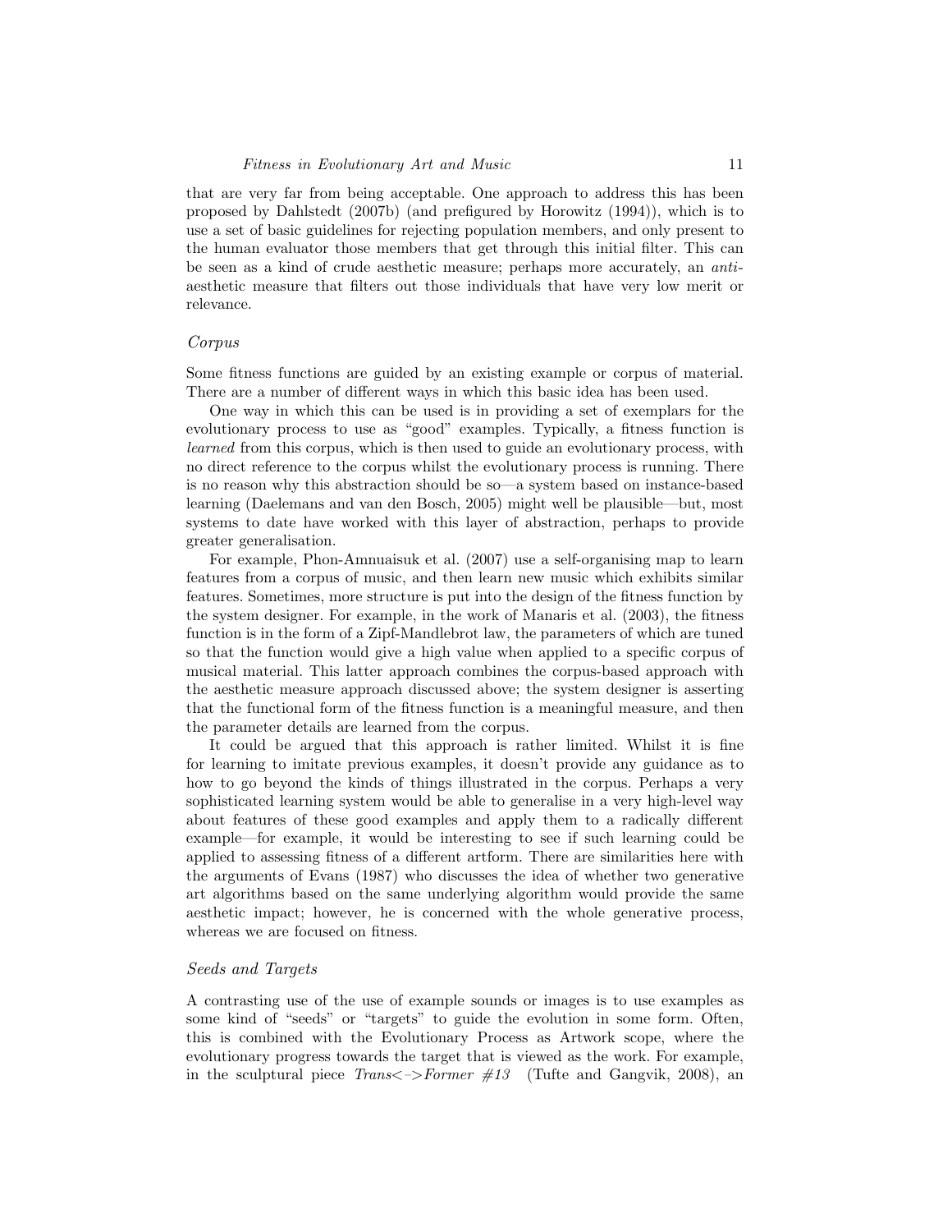that are very far from being acceptable. One approach to address this has been proposed by Dahlstedt (2007b) (and prefigured by Horowitz (1994)), which is to use a set of basic guidelines for rejecting population members, and only present to the human evaluator those members that get through this initial filter. This can be seen as a kind of crude aesthetic measure; perhaps more accurately, an *anti*-aesthetic measure that filters out those individuals that have very low merit or relevance.

### *Corpus*

Some fitness functions are guided by an existing example or corpus of material. There are a number of different ways in which this basic idea has been used.

One way in which this can be used is in providing a set of exemplars for the evolutionary process to use as "good" examples. Typically, a fitness function is *learned* from this corpus, which is then used to guide an evolutionary process, with no direct reference to the corpus whilst the evolutionary process is running. There is no reason why this abstraction should be so—a system based on instance-based learning (Daelemans and van den Bosch, 2005) might well be plausible—but, most systems to date have worked with this layer of abstraction, perhaps to provide greater generalisation.

For example, Phon-Amnuaisuk et al. (2007) use a self-organising map to learn features from a corpus of music, and then learn new music which exhibits similar features. Sometimes, more structure is put into the design of the fitness function by the system designer. For example, in the work of Manaris et al. (2003), the fitness function is in the form of a Zipf-Mandlebrot law, the parameters of which are tuned so that the function would give a high value when applied to a specific corpus of musical material. This latter approach combines the corpus-based approach with the aesthetic measure approach discussed above; the system designer is asserting that the functional form of the fitness function is a meaningful measure, and then the parameter details are learned from the corpus.

It could be argued that this approach is rather limited. Whilst it is fine for learning to imitate previous examples, it doesn't provide any guidance as to how to go beyond the kinds of things illustrated in the corpus. Perhaps a very sophisticated learning system would be able to generalise in a very high-level way about features of these good examples and apply them to a radically different example—for example, it would be interesting to see if such learning could be applied to assessing fitness of a different artform. There are similarities here with the arguments of Evans (1987) who discusses the idea of whether two generative art algorithms based on the same underlying algorithm would provide the same aesthetic impact; however, he is concerned with the whole generative process, whereas we are focused on fitness.

### *Seeds and Targets*

A contrasting use of the use of example sounds or images is to use examples as some kind of "seeds" or "targets" to guide the evolution in some form. Often, this is combined with the Evolutionary Process as Artwork scope, where the evolutionary progress towards the target that is viewed as the work. For example, in the sculptural piece *Trans<–>Former #13* (Tufte and Gangvik, 2008), an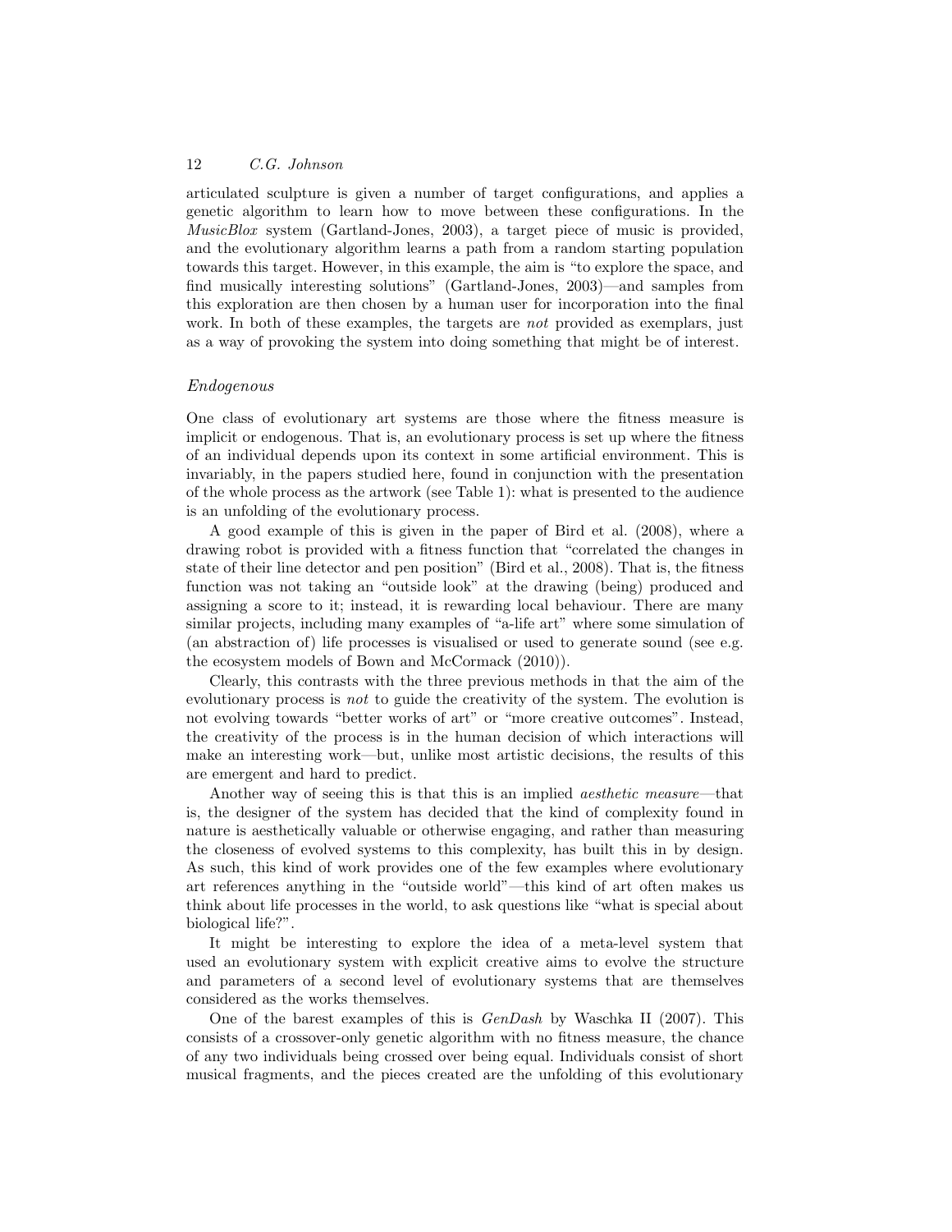articulated sculpture is given a number of target configurations, and applies a genetic algorithm to learn how to move between these configurations. In the *MusicBlox* system (Gartland-Jones, 2003), a target piece of music is provided, and the evolutionary algorithm learns a path from a random starting population towards this target. However, in this example, the aim is "to explore the space, and find musically interesting solutions" (Gartland-Jones, 2003)—and samples from this exploration are then chosen by a human user for incorporation into the final work. In both of these examples, the targets are *not* provided as exemplars, just as a way of provoking the system into doing something that might be of interest.

### *Endogenous*

One class of evolutionary art systems are those where the fitness measure is implicit or endogenous. That is, an evolutionary process is set up where the fitness of an individual depends upon its context in some artificial environment. This is invariably, in the papers studied here, found in conjunction with the presentation of the whole process as the artwork (see Table 1): what is presented to the audience is an unfolding of the evolutionary process.

A good example of this is given in the paper of Bird et al. (2008), where a drawing robot is provided with a fitness function that "correlated the changes in state of their line detector and pen position" (Bird et al., 2008). That is, the fitness function was not taking an "outside look" at the drawing (being) produced and assigning a score to it; instead, it is rewarding local behaviour. There are many similar projects, including many examples of "a-life art" where some simulation of (an abstraction of) life processes is visualised or used to generate sound (see e.g. the ecosystem models of Bown and McCormack (2010)).

Clearly, this contrasts with the three previous methods in that the aim of the evolutionary process is *not* to guide the creativity of the system. The evolution is not evolving towards "better works of art" or "more creative outcomes". Instead, the creativity of the process is in the human decision of which interactions will make an interesting work—but, unlike most artistic decisions, the results of this are emergent and hard to predict.

Another way of seeing this is that this is an implied *aesthetic measure*—that is, the designer of the system has decided that the kind of complexity found in nature is aesthetically valuable or otherwise engaging, and rather than measuring the closeness of evolved systems to this complexity, has built this in by design. As such, this kind of work provides one of the few examples where evolutionary art references anything in the "outside world"—this kind of art often makes us think about life processes in the world, to ask questions like "what is special about biological life?".

It might be interesting to explore the idea of a meta-level system that used an evolutionary system with explicit creative aims to evolve the structure and parameters of a second level of evolutionary systems that are themselves considered as the works themselves.

One of the barest examples of this is *GenDash* by Waschka II (2007). This consists of a crossover-only genetic algorithm with no fitness measure, the chance of any two individuals being crossed over being equal. Individuals consist of short musical fragments, and the pieces created are the unfolding of this evolutionary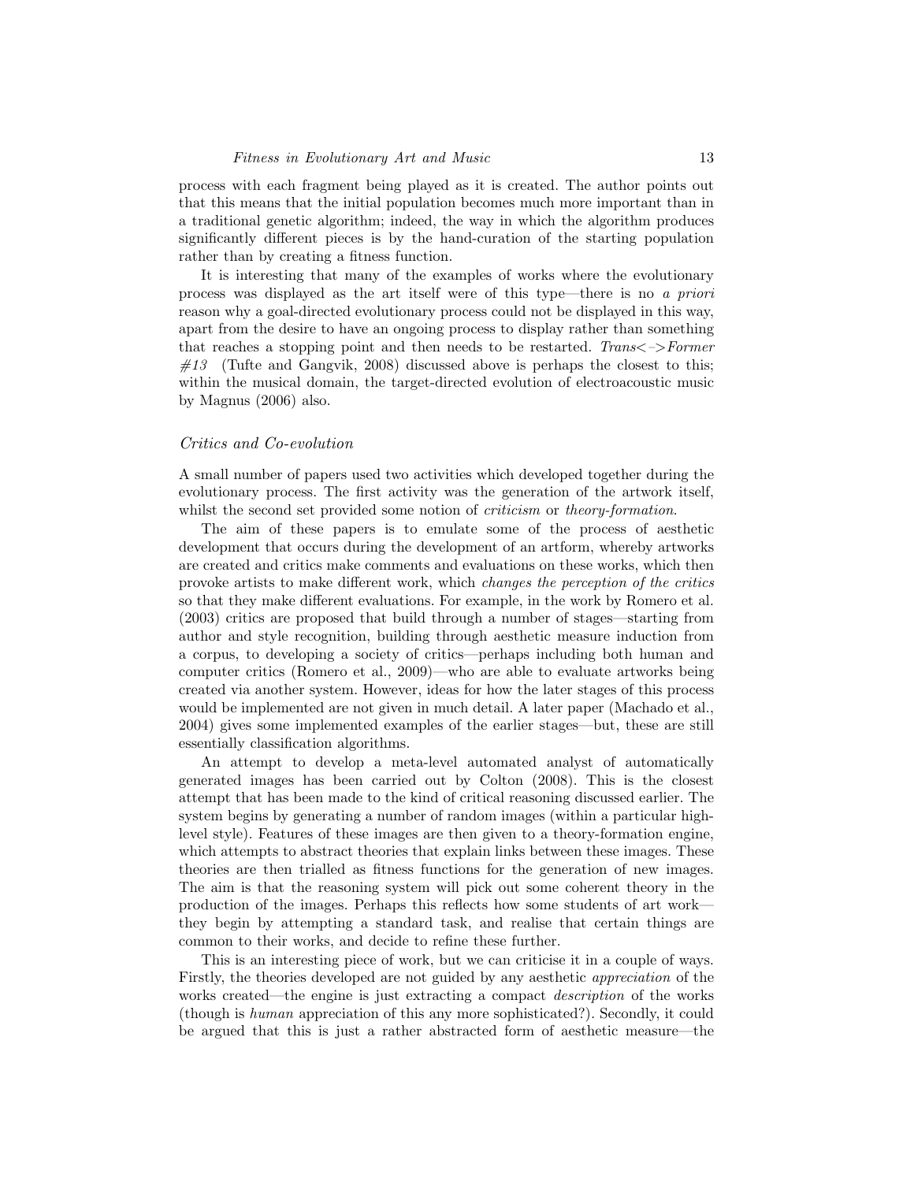process with each fragment being played as it is created. The author points out that this means that the initial population becomes much more important than in a traditional genetic algorithm; indeed, the way in which the algorithm produces significantly different pieces is by the hand-curation of the starting population rather than by creating a fitness function.

It is interesting that many of the examples of works where the evolutionary process was displayed as the art itself were of this type—there is no *a priori* reason why a goal-directed evolutionary process could not be displayed in this way, apart from the desire to have an ongoing process to display rather than something that reaches a stopping point and then needs to be restarted. *Trans<–>Former #13* (Tufte and Gangvik, 2008) discussed above is perhaps the closest to this; within the musical domain, the target-directed evolution of electroacoustic music by Magnus (2006) also.

### *Critics and Co-evolution*

A small number of papers used two activities which developed together during the evolutionary process. The first activity was the generation of the artwork itself, whilst the second set provided some notion of *criticism* or *theory-formation*.

The aim of these papers is to emulate some of the process of aesthetic development that occurs during the development of an artform, whereby artworks are created and critics make comments and evaluations on these works, which then provoke artists to make different work, which *changes the perception of the critics* so that they make different evaluations. For example, in the work by Romero et al. (2003) critics are proposed that build through a number of stages—starting from author and style recognition, building through aesthetic measure induction from a corpus, to developing a society of critics—perhaps including both human and computer critics (Romero et al., 2009)—who are able to evaluate artworks being created via another system. However, ideas for how the later stages of this process would be implemented are not given in much detail. A later paper (Machado et al., 2004) gives some implemented examples of the earlier stages—but, these are still essentially classification algorithms.

An attempt to develop a meta-level automated analyst of automatically generated images has been carried out by Colton (2008). This is the closest attempt that has been made to the kind of critical reasoning discussed earlier. The system begins by generating a number of random images (within a particular high-level style). Features of these images are then given to a theory-formation engine, which attempts to abstract theories that explain links between these images. These theories are then trialled as fitness functions for the generation of new images. The aim is that the reasoning system will pick out some coherent theory in the production of the images. Perhaps this reflects how some students of art work—they begin by attempting a standard task, and realise that certain things are common to their works, and decide to refine these further.

This is an interesting piece of work, but we can criticise it in a couple of ways. Firstly, the theories developed are not guided by any aesthetic *appreciation* of the works created—the engine is just extracting a compact *description* of the works (though is *human* appreciation of this any more sophisticated?). Secondly, it could be argued that this is just a rather abstracted form of aesthetic measure—the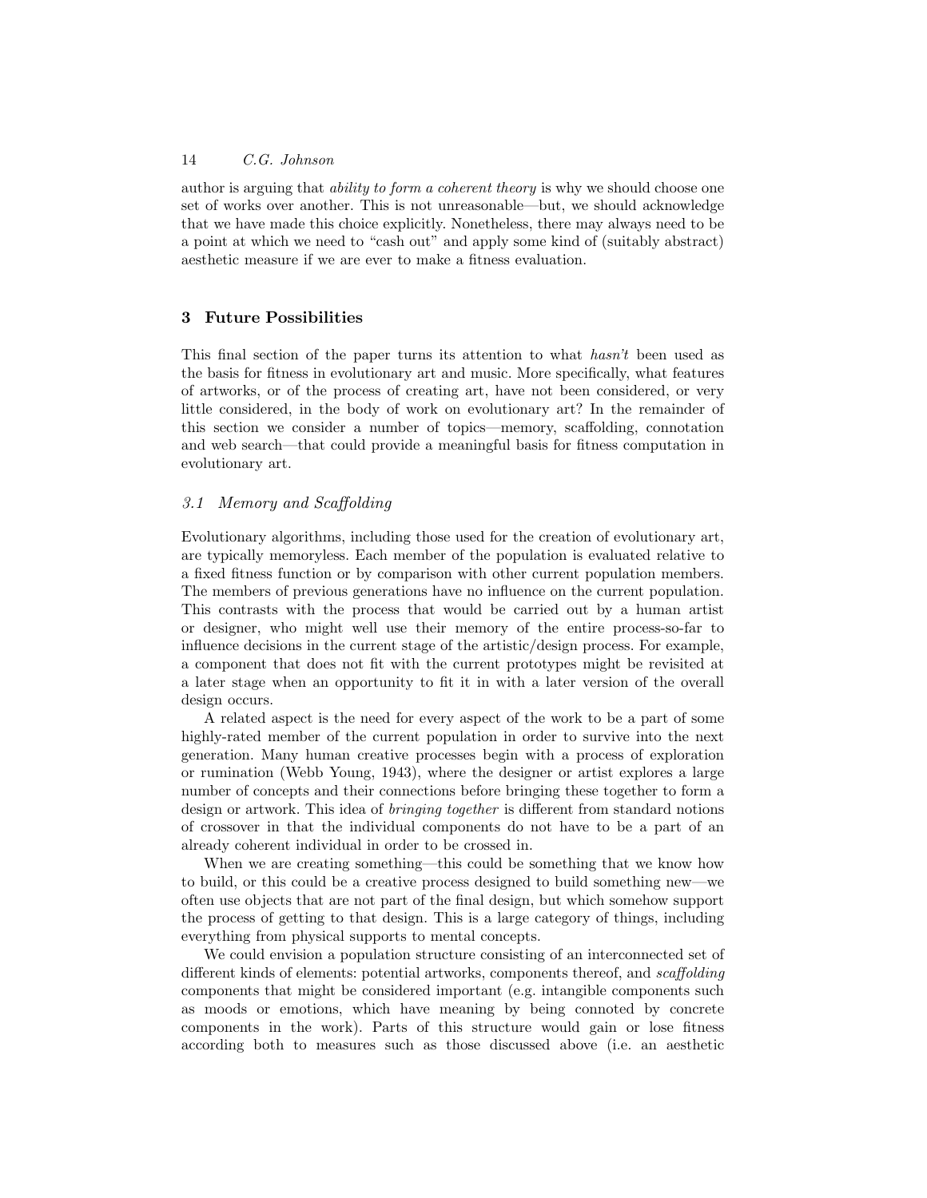author is arguing that *ability to form a coherent theory* is why we should choose one set of works over another. This is not unreasonable—but, we should acknowledge that we have made this choice explicitly. Nonetheless, there may always need to be a point at which we need to "cash out" and apply some kind of (suitably abstract) aesthetic measure if we are ever to make a fitness evaluation.

## 3 Future Possibilities

This final section of the paper turns its attention to what *hasn't* been used as the basis for fitness in evolutionary art and music. More specifically, what features of artworks, or of the process of creating art, have not been considered, or very little considered, in the body of work on evolutionary art? In the remainder of this section we consider a number of topics—memory, scaffolding, connotation and web search—that could provide a meaningful basis for fitness computation in evolutionary art.

### 3.1 Memory and Scaffolding

Evolutionary algorithms, including those used for the creation of evolutionary art, are typically memoryless. Each member of the population is evaluated relative to a fixed fitness function or by comparison with other current population members. The members of previous generations have no influence on the current population. This contrasts with the process that would be carried out by a human artist or designer, who might well use their memory of the entire process-so-far to influence decisions in the current stage of the artistic/design process. For example, a component that does not fit with the current prototypes might be revisited at a later stage when an opportunity to fit it in with a later version of the overall design occurs.

A related aspect is the need for every aspect of the work to be a part of some highly-rated member of the current population in order to survive into the next generation. Many human creative processes begin with a process of exploration or rumination (Webb Young, 1943), where the designer or artist explores a large number of concepts and their connections before bringing these together to form a design or artwork. This idea of *bringing together* is different from standard notions of crossover in that the individual components do not have to be a part of an already coherent individual in order to be crossed in.

When we are creating something—this could be something that we know how to build, or this could be a creative process designed to build something new—we often use objects that are not part of the final design, but which somehow support the process of getting to that design. This is a large category of things, including everything from physical supports to mental concepts.

We could envision a population structure consisting of an interconnected set of different kinds of elements: potential artworks, components thereof, and *scaffolding* components that might be considered important (e.g. intangible components such as moods or emotions, which have meaning by being connoted by concrete components in the work). Parts of this structure would gain or lose fitness according both to measures such as those discussed above (i.e. an aesthetic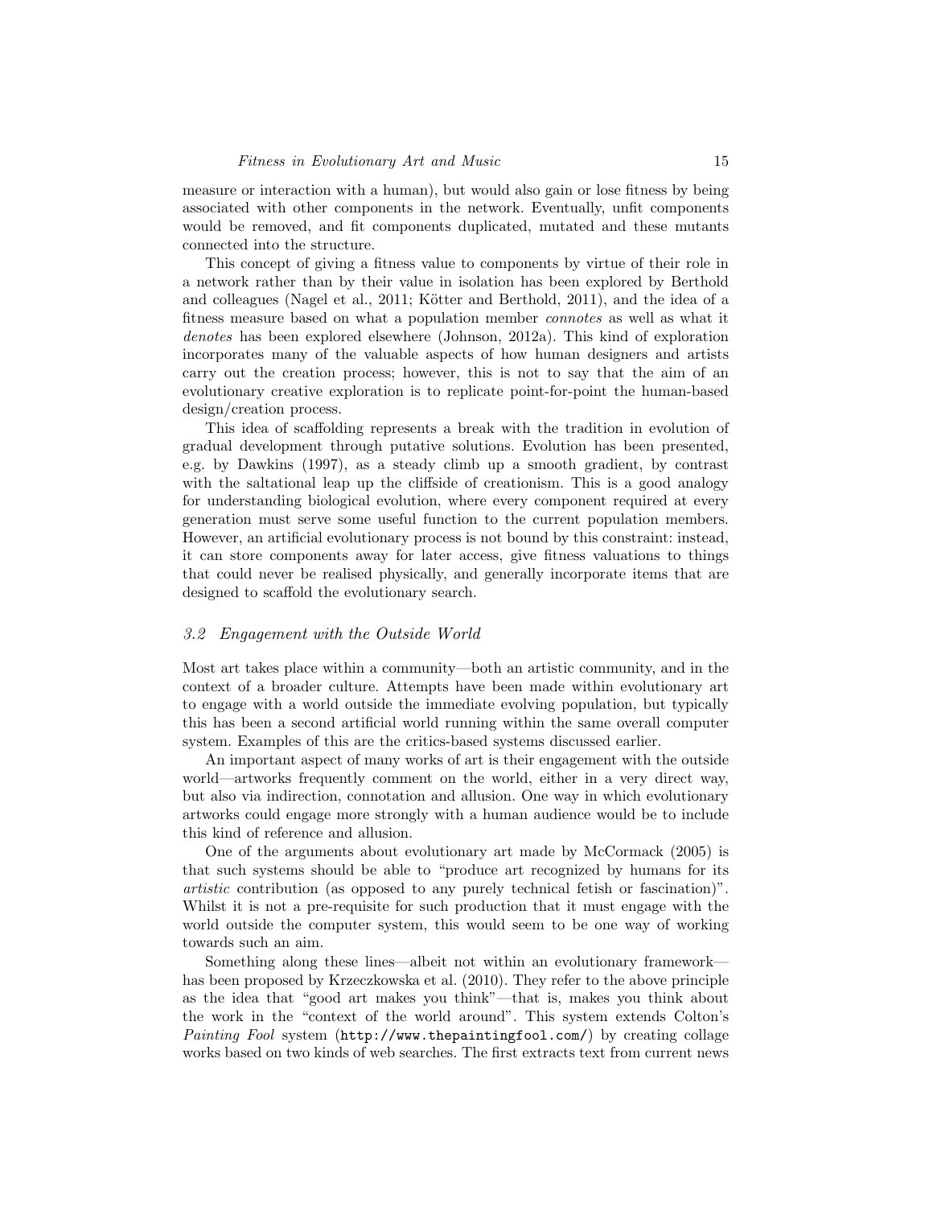measure or interaction with a human), but would also gain or lose fitness by being associated with other components in the network. Eventually, unfit components would be removed, and fit components duplicated, mutated and these mutants connected into the structure.

This concept of giving a fitness value to components by virtue of their role in a network rather than by their value in isolation has been explored by Berthold and colleagues (Nagel et al., 2011; Kötter and Berthold, 2011), and the idea of a fitness measure based on what a population member *connotes* as well as what it *denotes* has been explored elsewhere (Johnson, 2012a). This kind of exploration incorporates many of the valuable aspects of how human designers and artists carry out the creation process; however, this is not to say that the aim of an evolutionary creative exploration is to replicate point-for-point the human-based design/creation process.

This idea of scaffolding represents a break with the tradition in evolution of gradual development through putative solutions. Evolution has been presented, e.g. by Dawkins (1997), as a steady climb up a smooth gradient, by contrast with the saltational leap up the cliffside of creationism. This is a good analogy for understanding biological evolution, where every component required at every generation must serve some useful function to the current population members. However, an artificial evolutionary process is not bound by this constraint: instead, it can store components away for later access, give fitness valuations to things that could never be realised physically, and generally incorporate items that are designed to scaffold the evolutionary search.

### *3.2 Engagement with the Outside World*

Most art takes place within a community—both an artistic community, and in the context of a broader culture. Attempts have been made within evolutionary art to engage with a world outside the immediate evolving population, but typically this has been a second artificial world running within the same overall computer system. Examples of this are the critics-based systems discussed earlier.

An important aspect of many works of art is their engagement with the outside world—artworks frequently comment on the world, either in a very direct way, but also via indirection, connotation and allusion. One way in which evolutionary artworks could engage more strongly with a human audience would be to include this kind of reference and allusion.

One of the arguments about evolutionary art made by McCormack (2005) is that such systems should be able to "produce art recognized by humans for its *artistic* contribution (as opposed to any purely technical fetish or fascination)". Whilst it is not a pre-requisite for such production that it must engage with the world outside the computer system, this would seem to be one way of working towards such an aim.

Something along these lines—albeit not within an evolutionary framework—has been proposed by Krzeczkowska et al. (2010). They refer to the above principle as the idea that "good art makes you think"—that is, makes you think about the work in the "context of the world around". This system extends Colton's *Painting Fool* system (`http://www.thepaintingfool.com/`) by creating collage works based on two kinds of web searches. The first extracts text from current news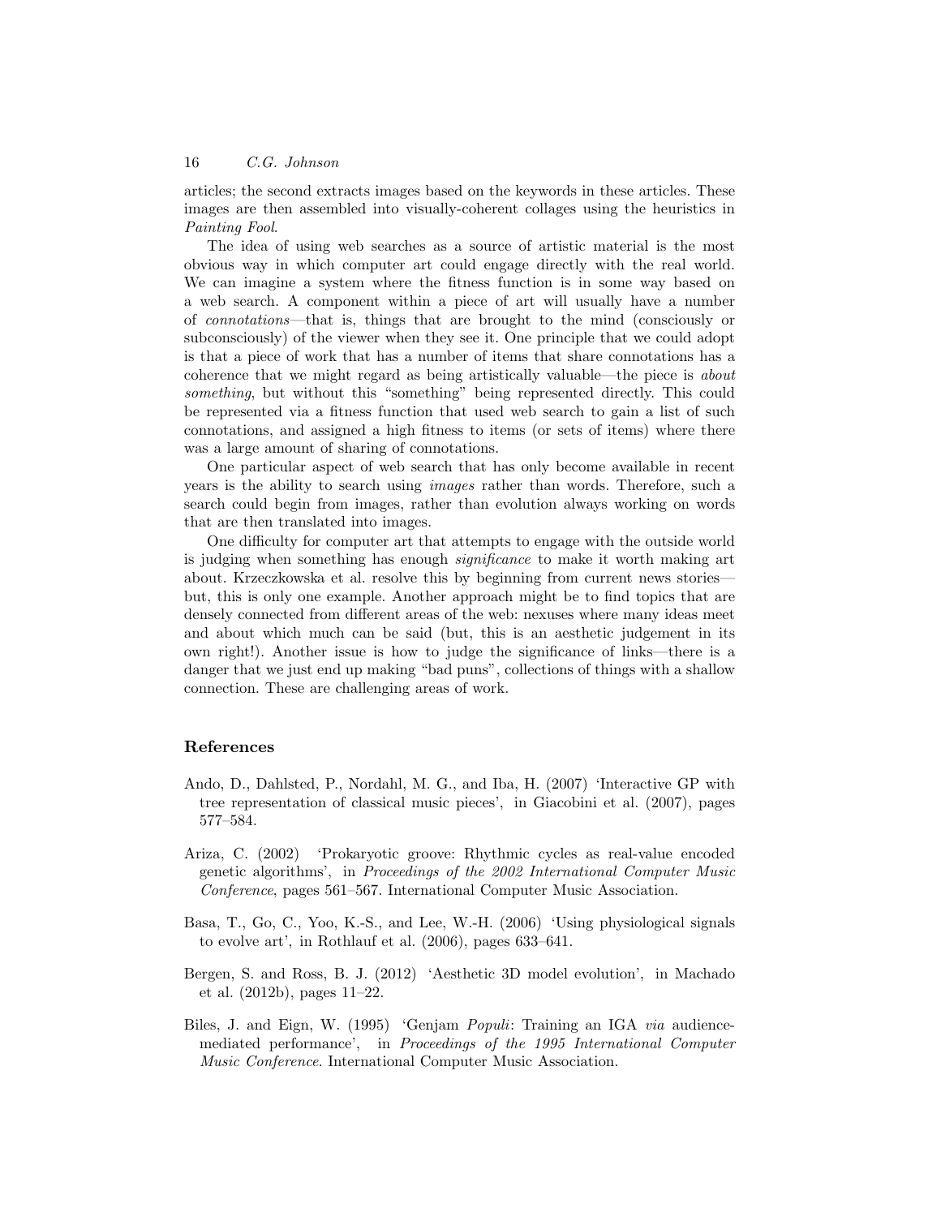articles; the second extracts images based on the keywords in these articles. These images are then assembled into visually-coherent collages using the heuristics in *Painting Fool*.

The idea of using web searches as a source of artistic material is the most obvious way in which computer art could engage directly with the real world. We can imagine a system where the fitness function is in some way based on a web search. A component within a piece of art will usually have a number of *connotations*—that is, things that are brought to the mind (consciously or subconsciously) of the viewer when they see it. One principle that we could adopt is that a piece of work that has a number of items that share connotations has a coherence that we might regard as being artistically valuable—the piece is *about something*, but without this "something" being represented directly. This could be represented via a fitness function that used web search to gain a list of such connotations, and assigned a high fitness to items (or sets of items) where there was a large amount of sharing of connotations.

One particular aspect of web search that has only become available in recent years is the ability to search using *images* rather than words. Therefore, such a search could begin from images, rather than evolution always working on words that are then translated into images.

One difficulty for computer art that attempts to engage with the outside world is judging when something has enough *significance* to make it worth making art about. Krzeczkowska et al. resolve this by beginning from current news stories—but, this is only one example. Another approach might be to find topics that are densely connected from different areas of the web: nexuses where many ideas meet and about which much can be said (but, this is an aesthetic judgement in its own right!). Another issue is how to judge the significance of links—there is a danger that we just end up making "bad puns", collections of things with a shallow connection. These are challenging areas of work.

## References

Ando, D., Dahlsted, P., Nordahl, M. G., and Iba, H. (2007) 'Interactive GP with tree representation of classical music pieces', in Giacobini et al. (2007), pages 577–584.

Ariza, C. (2002) 'Prokaryotic groove: Rhythmic cycles as real-value encoded genetic algorithms', in *Proceedings of the 2002 International Computer Music Conference*, pages 561–567. International Computer Music Association.

Basa, T., Go, C., Yoo, K.-S., and Lee, W.-H. (2006) 'Using physiological signals to evolve art', in Rothlauf et al. (2006), pages 633–641.

Bergen, S. and Ross, B. J. (2012) 'Aesthetic 3D model evolution', in Machado et al. (2012b), pages 11–22.

Biles, J. and Eign, W. (1995) 'Genjam *Populi*: Training an IGA *via* audience-mediated performance', in *Proceedings of the 1995 International Computer Music Conference*. International Computer Music Association.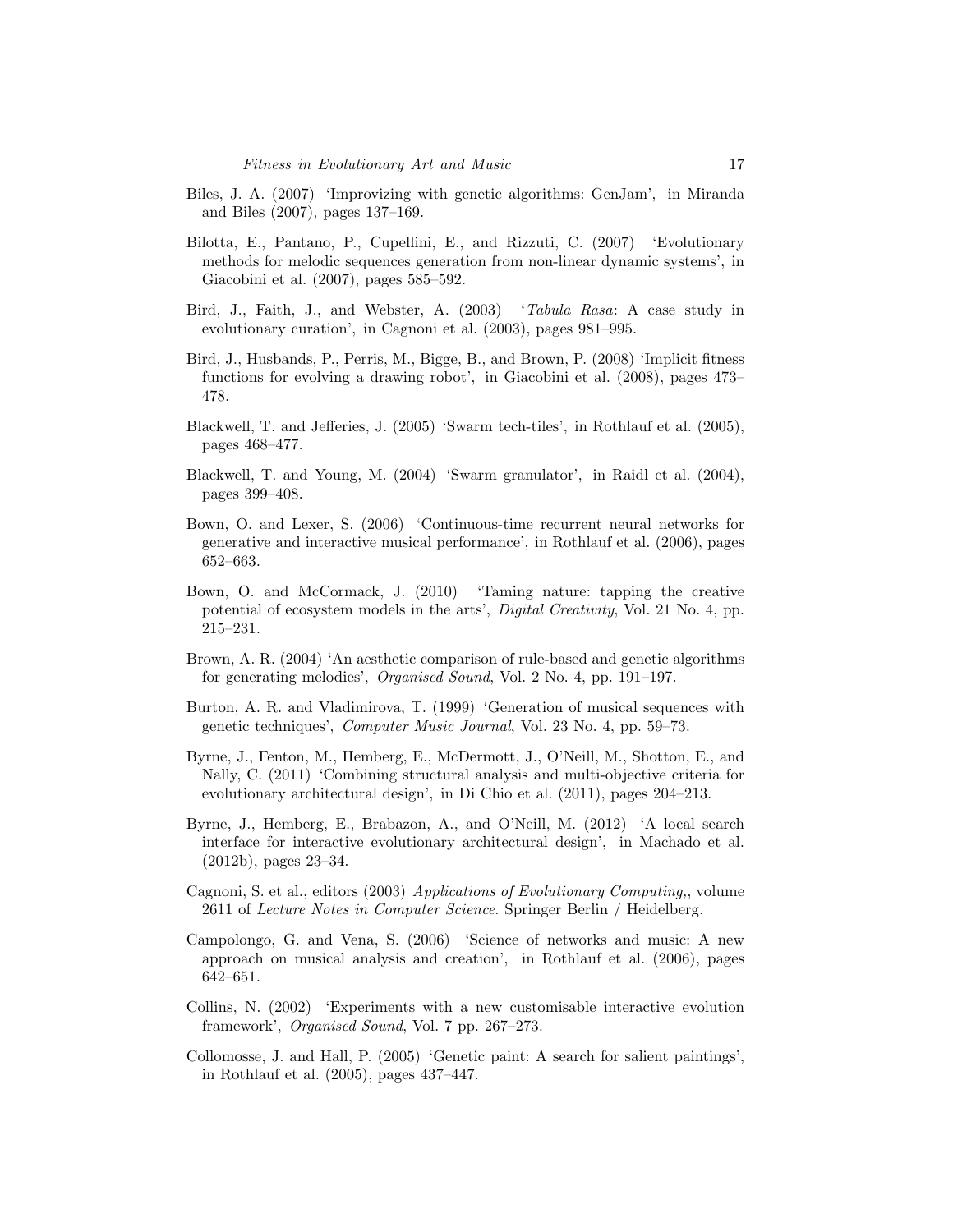Biles, J. A. (2007) 'Improvizing with genetic algorithms: GenJam', in Miranda and Biles (2007), pages 137–169.

Bilotta, E., Pantano, P., Cupellini, E., and Rizzuti, C. (2007) 'Evolutionary methods for melodic sequences generation from non-linear dynamic systems', in Giacobini et al. (2007), pages 585–592.

Bird, J., Faith, J., and Webster, A. (2003) '*Tabula Rasa*: A case study in evolutionary curation', in Cagnoni et al. (2003), pages 981–995.

Bird, J., Husbands, P., Perris, M., Bigge, B., and Brown, P. (2008) 'Implicit fitness functions for evolving a drawing robot', in Giacobini et al. (2008), pages 473–478.

Blackwell, T. and Jefferies, J. (2005) 'Swarm tech-tiles', in Rothlauf et al. (2005), pages 468–477.

Blackwell, T. and Young, M. (2004) 'Swarm granulator', in Raidl et al. (2004), pages 399–408.

Bown, O. and Lexer, S. (2006) 'Continuous-time recurrent neural networks for generative and interactive musical performance', in Rothlauf et al. (2006), pages 652–663.

Bown, O. and McCormack, J. (2010) 'Taming nature: tapping the creative potential of ecosystem models in the arts', *Digital Creativity*, Vol. 21 No. 4, pp. 215–231.

Brown, A. R. (2004) 'An aesthetic comparison of rule-based and genetic algorithms for generating melodies', *Organised Sound*, Vol. 2 No. 4, pp. 191–197.

Burton, A. R. and Vladimirova, T. (1999) 'Generation of musical sequences with genetic techniques', *Computer Music Journal*, Vol. 23 No. 4, pp. 59–73.

Byrne, J., Fenton, M., Hemberg, E., McDermott, J., O'Neill, M., Shotton, E., and Nally, C. (2011) 'Combining structural analysis and multi-objective criteria for evolutionary architectural design', in Di Chio et al. (2011), pages 204–213.

Byrne, J., Hemberg, E., Brabazon, A., and O'Neill, M. (2012) 'A local search interface for interactive evolutionary architectural design', in Machado et al. (2012b), pages 23–34.

Cagnoni, S. et al., editors (2003) *Applications of Evolutionary Computing,*, volume 2611 of *Lecture Notes in Computer Science*. Springer Berlin / Heidelberg.

Campolongo, G. and Vena, S. (2006) 'Science of networks and music: A new approach on musical analysis and creation', in Rothlauf et al. (2006), pages 642–651.

Collins, N. (2002) 'Experiments with a new customisable interactive evolution framework', *Organised Sound*, Vol. 7 pp. 267–273.

Collomosse, J. and Hall, P. (2005) 'Genetic paint: A search for salient paintings', in Rothlauf et al. (2005), pages 437–447.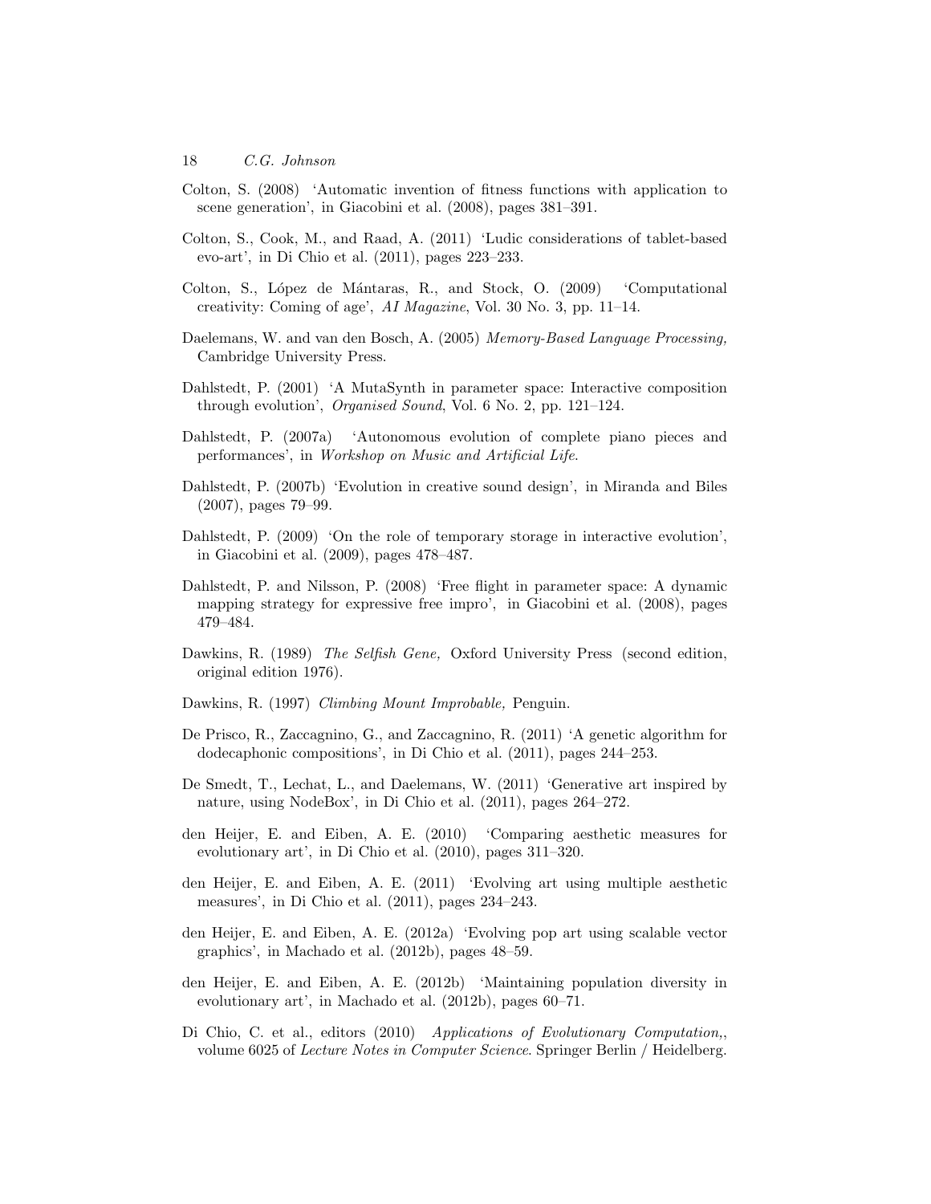Colton, S. (2008) 'Automatic invention of fitness functions with application to scene generation', in Giacobini et al. (2008), pages 381–391.

Colton, S., Cook, M., and Raad, A. (2011) 'Ludic considerations of tablet-based evo-art', in Di Chio et al. (2011), pages 223–233.

Colton, S., López de Mántaras, R., and Stock, O. (2009) 'Computational creativity: Coming of age', *AI Magazine*, Vol. 30 No. 3, pp. 11–14.

Daelemans, W. and van den Bosch, A. (2005) *Memory-Based Language Processing,* Cambridge University Press.

Dahlstedt, P. (2001) 'A MutaSynth in parameter space: Interactive composition through evolution', *Organised Sound*, Vol. 6 No. 2, pp. 121–124.

Dahlstedt, P. (2007a) 'Autonomous evolution of complete piano pieces and performances', in *Workshop on Music and Artificial Life*.

Dahlstedt, P. (2007b) 'Evolution in creative sound design', in Miranda and Biles (2007), pages 79–99.

Dahlstedt, P. (2009) 'On the role of temporary storage in interactive evolution', in Giacobini et al. (2009), pages 478–487.

Dahlstedt, P. and Nilsson, P. (2008) 'Free flight in parameter space: A dynamic mapping strategy for expressive free impro', in Giacobini et al. (2008), pages 479–484.

Dawkins, R. (1989) *The Selfish Gene,* Oxford University Press (second edition, original edition 1976).

Dawkins, R. (1997) *Climbing Mount Improbable,* Penguin.

De Prisco, R., Zaccagnino, G., and Zaccagnino, R. (2011) 'A genetic algorithm for dodecaphonic compositions', in Di Chio et al. (2011), pages 244–253.

De Smedt, T., Lechat, L., and Daelemans, W. (2011) 'Generative art inspired by nature, using NodeBox', in Di Chio et al. (2011), pages 264–272.

den Heijer, E. and Eiben, A. E. (2010) 'Comparing aesthetic measures for evolutionary art', in Di Chio et al. (2010), pages 311–320.

den Heijer, E. and Eiben, A. E. (2011) 'Evolving art using multiple aesthetic measures', in Di Chio et al. (2011), pages 234–243.

den Heijer, E. and Eiben, A. E. (2012a) 'Evolving pop art using scalable vector graphics', in Machado et al. (2012b), pages 48–59.

den Heijer, E. and Eiben, A. E. (2012b) 'Maintaining population diversity in evolutionary art', in Machado et al. (2012b), pages 60–71.

Di Chio, C. et al., editors (2010) *Applications of Evolutionary Computation,*, volume 6025 of *Lecture Notes in Computer Science*. Springer Berlin / Heidelberg.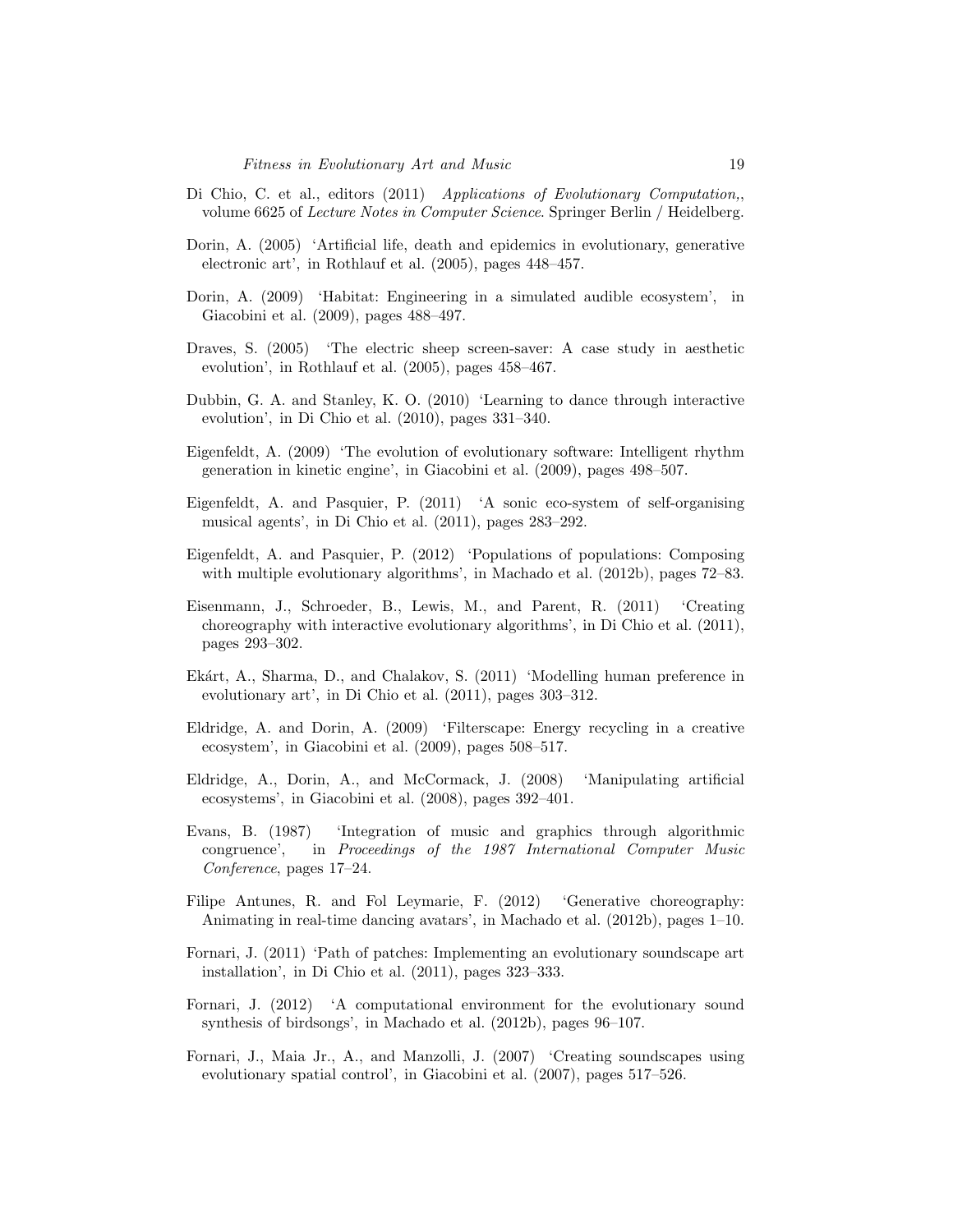Di Chio, C. et al., editors (2011) *Applications of Evolutionary Computation,*, volume 6625 of *Lecture Notes in Computer Science*. Springer Berlin / Heidelberg.

Dorin, A. (2005) 'Artificial life, death and epidemics in evolutionary, generative electronic art', in Rothlauf et al. (2005), pages 448–457.

Dorin, A. (2009) 'Habitat: Engineering in a simulated audible ecosystem', in Giacobini et al. (2009), pages 488–497.

Draves, S. (2005) 'The electric sheep screen-saver: A case study in aesthetic evolution', in Rothlauf et al. (2005), pages 458–467.

Dubbin, G. A. and Stanley, K. O. (2010) 'Learning to dance through interactive evolution', in Di Chio et al. (2010), pages 331–340.

Eigenfeldt, A. (2009) 'The evolution of evolutionary software: Intelligent rhythm generation in kinetic engine', in Giacobini et al. (2009), pages 498–507.

Eigenfeldt, A. and Pasquier, P. (2011) 'A sonic eco-system of self-organising musical agents', in Di Chio et al. (2011), pages 283–292.

Eigenfeldt, A. and Pasquier, P. (2012) 'Populations of populations: Composing with multiple evolutionary algorithms', in Machado et al. (2012b), pages 72–83.

Eisenmann, J., Schroeder, B., Lewis, M., and Parent, R. (2011) 'Creating choreography with interactive evolutionary algorithms', in Di Chio et al. (2011), pages 293–302.

Ekárt, A., Sharma, D., and Chalakov, S. (2011) 'Modelling human preference in evolutionary art', in Di Chio et al. (2011), pages 303–312.

Eldridge, A. and Dorin, A. (2009) 'Filterscape: Energy recycling in a creative ecosystem', in Giacobini et al. (2009), pages 508–517.

Eldridge, A., Dorin, A., and McCormack, J. (2008) 'Manipulating artificial ecosystems', in Giacobini et al. (2008), pages 392–401.

Evans, B. (1987) 'Integration of music and graphics through algorithmic congruence', in *Proceedings of the 1987 International Computer Music Conference*, pages 17–24.

Filipe Antunes, R. and Fol Leymarie, F. (2012) 'Generative choreography: Animating in real-time dancing avatars', in Machado et al. (2012b), pages 1–10.

Fornari, J. (2011) 'Path of patches: Implementing an evolutionary soundscape art installation', in Di Chio et al. (2011), pages 323–333.

Fornari, J. (2012) 'A computational environment for the evolutionary sound synthesis of birdsongs', in Machado et al. (2012b), pages 96–107.

Fornari, J., Maia Jr., A., and Manzolli, J. (2007) 'Creating soundscapes using evolutionary spatial control', in Giacobini et al. (2007), pages 517–526.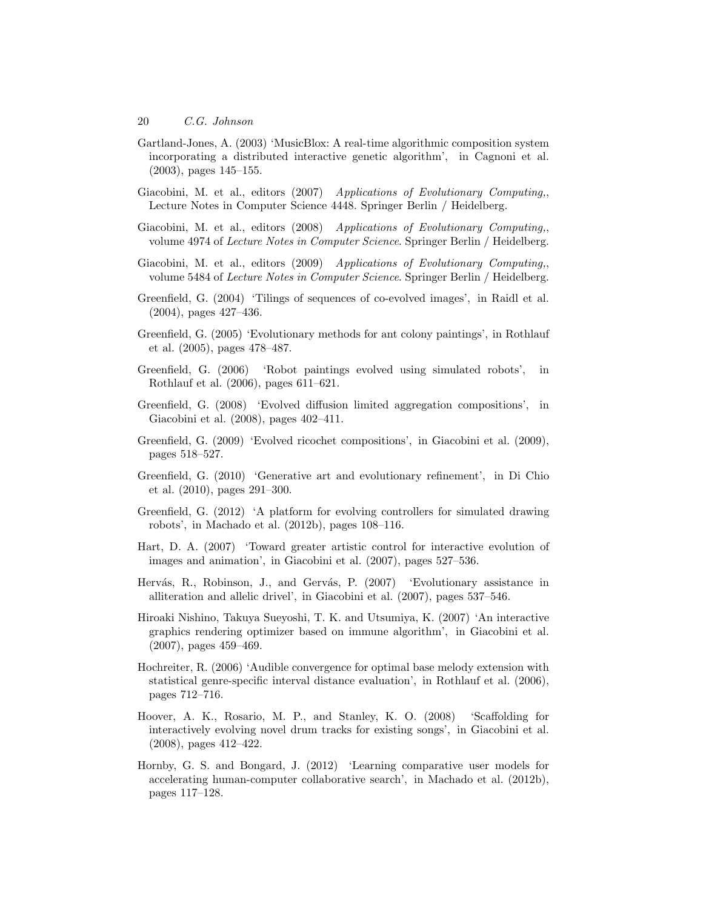Gartland-Jones, A. (2003) 'MusicBlox: A real-time algorithmic composition system incorporating a distributed interactive genetic algorithm', in Cagnoni et al. (2003), pages 145–155.

Giacobini, M. et al., editors (2007) *Applications of Evolutionary Computing,*, Lecture Notes in Computer Science 4448. Springer Berlin / Heidelberg.

Giacobini, M. et al., editors (2008) *Applications of Evolutionary Computing,*, volume 4974 of *Lecture Notes in Computer Science*. Springer Berlin / Heidelberg.

Giacobini, M. et al., editors (2009) *Applications of Evolutionary Computing,*, volume 5484 of *Lecture Notes in Computer Science*. Springer Berlin / Heidelberg.

Greenfield, G. (2004) 'Tilings of sequences of co-evolved images', in Raidl et al. (2004), pages 427–436.

Greenfield, G. (2005) 'Evolutionary methods for ant colony paintings', in Rothlauf et al. (2005), pages 478–487.

Greenfield, G. (2006) 'Robot paintings evolved using simulated robots', in Rothlauf et al. (2006), pages 611–621.

Greenfield, G. (2008) 'Evolved diffusion limited aggregation compositions', in Giacobini et al. (2008), pages 402–411.

Greenfield, G. (2009) 'Evolved ricochet compositions', in Giacobini et al. (2009), pages 518–527.

Greenfield, G. (2010) 'Generative art and evolutionary refinement', in Di Chio et al. (2010), pages 291–300.

Greenfield, G. (2012) 'A platform for evolving controllers for simulated drawing robots', in Machado et al. (2012b), pages 108–116.

Hart, D. A. (2007) 'Toward greater artistic control for interactive evolution of images and animation', in Giacobini et al. (2007), pages 527–536.

Hervás, R., Robinson, J., and Gervás, P. (2007) 'Evolutionary assistance in alliteration and allelic drivel', in Giacobini et al. (2007), pages 537–546.

Hiroaki Nishino, Takuya Sueyoshi, T. K. and Utsumiya, K. (2007) 'An interactive graphics rendering optimizer based on immune algorithm', in Giacobini et al. (2007), pages 459–469.

Hochreiter, R. (2006) 'Audible convergence for optimal base melody extension with statistical genre-specific interval distance evaluation', in Rothlauf et al. (2006), pages 712–716.

Hoover, A. K., Rosario, M. P., and Stanley, K. O. (2008) 'Scaffolding for interactively evolving novel drum tracks for existing songs', in Giacobini et al. (2008), pages 412–422.

Hornby, G. S. and Bongard, J. (2012) 'Learning comparative user models for accelerating human-computer collaborative search', in Machado et al. (2012b), pages 117–128.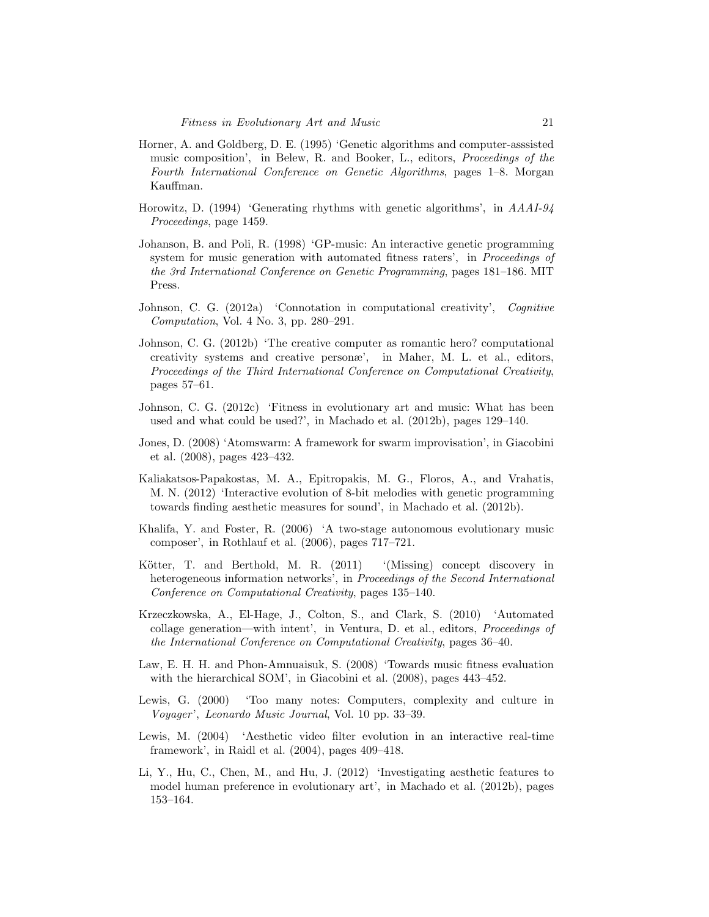Horner, A. and Goldberg, D. E. (1995) 'Genetic algorithms and computer-asssisted music composition', in Belew, R. and Booker, L., editors, *Proceedings of the Fourth International Conference on Genetic Algorithms*, pages 1–8. Morgan Kauffman.

Horowitz, D. (1994) 'Generating rhythms with genetic algorithms', in *AAAI-94 Proceedings*, page 1459.

Johanson, B. and Poli, R. (1998) 'GP-music: An interactive genetic programming system for music generation with automated fitness raters', in *Proceedings of the 3rd International Conference on Genetic Programming*, pages 181–186. MIT Press.

Johnson, C. G. (2012a) 'Connotation in computational creativity', *Cognitive Computation*, Vol. 4 No. 3, pp. 280–291.

Johnson, C. G. (2012b) 'The creative computer as romantic hero? computational creativity systems and creative personæ', in Maher, M. L. et al., editors, *Proceedings of the Third International Conference on Computational Creativity*, pages 57–61.

Johnson, C. G. (2012c) 'Fitness in evolutionary art and music: What has been used and what could be used?', in Machado et al. (2012b), pages 129–140.

Jones, D. (2008) 'Atomswarm: A framework for swarm improvisation', in Giacobini et al. (2008), pages 423–432.

Kaliakatsos-Papakostas, M. A., Epitropakis, M. G., Floros, A., and Vrahatis, M. N. (2012) 'Interactive evolution of 8-bit melodies with genetic programming towards finding aesthetic measures for sound', in Machado et al. (2012b).

Khalifa, Y. and Foster, R. (2006) 'A two-stage autonomous evolutionary music composer', in Rothlauf et al. (2006), pages 717–721.

Kötter, T. and Berthold, M. R. (2011) '(Missing) concept discovery in heterogeneous information networks', in *Proceedings of the Second International Conference on Computational Creativity*, pages 135–140.

Krzeczkowska, A., El-Hage, J., Colton, S., and Clark, S. (2010) 'Automated collage generation—with intent', in Ventura, D. et al., editors, *Proceedings of the International Conference on Computational Creativity*, pages 36–40.

Law, E. H. H. and Phon-Amnuaisuk, S. (2008) 'Towards music fitness evaluation with the hierarchical SOM', in Giacobini et al. (2008), pages 443–452.

Lewis, G. (2000) 'Too many notes: Computers, complexity and culture in *Voyager*', *Leonardo Music Journal*, Vol. 10 pp. 33–39.

Lewis, M. (2004) 'Aesthetic video filter evolution in an interactive real-time framework', in Raidl et al. (2004), pages 409–418.

Li, Y., Hu, C., Chen, M., and Hu, J. (2012) 'Investigating aesthetic features to model human preference in evolutionary art', in Machado et al. (2012b), pages 153–164.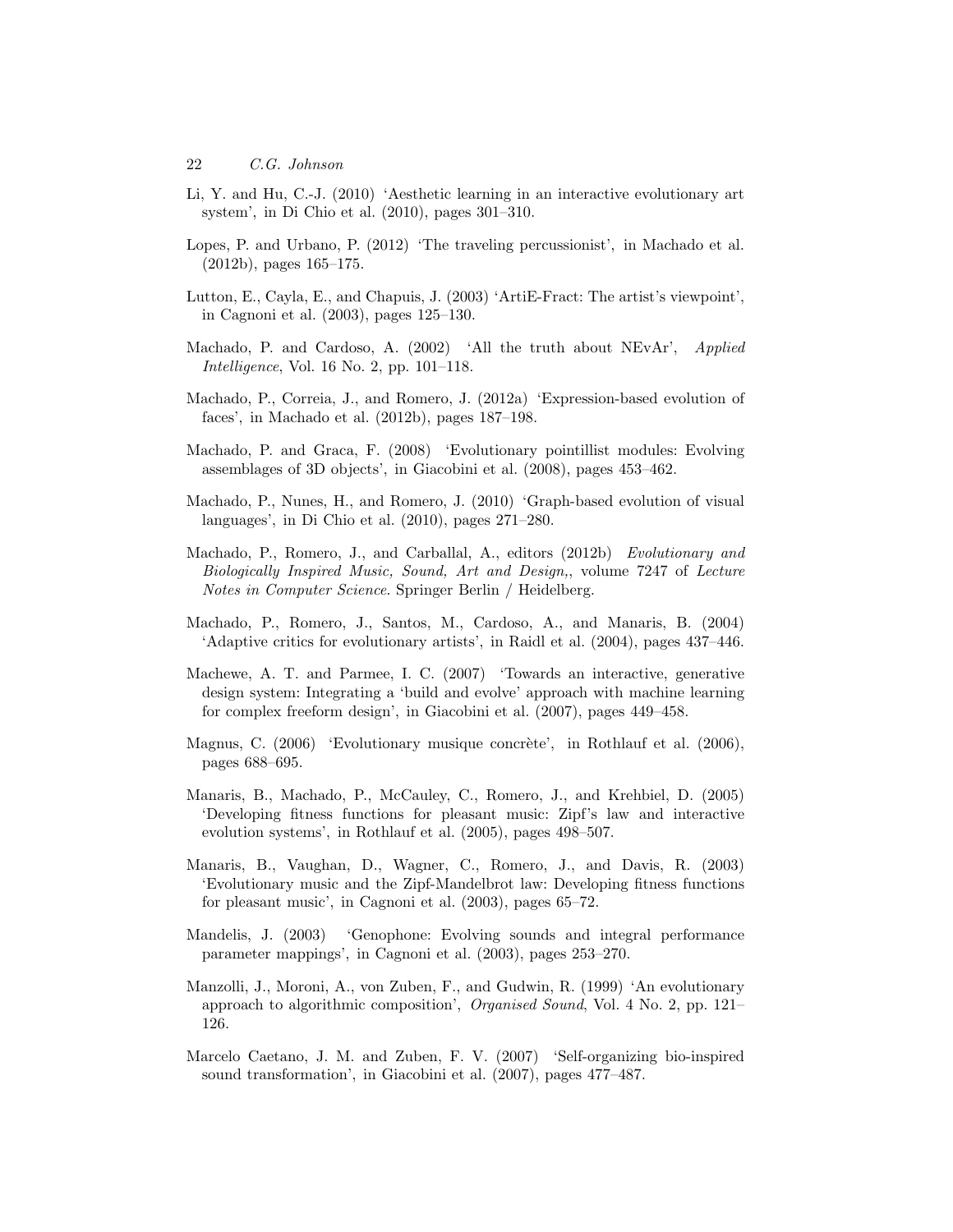Li, Y. and Hu, C.-J. (2010) 'Aesthetic learning in an interactive evolutionary art system', in Di Chio et al. (2010), pages 301–310.

Lopes, P. and Urbano, P. (2012) 'The traveling percussionist', in Machado et al. (2012b), pages 165–175.

Lutton, E., Cayla, E., and Chapuis, J. (2003) 'ArtiE-Fract: The artist's viewpoint', in Cagnoni et al. (2003), pages 125–130.

Machado, P. and Cardoso, A. (2002) 'All the truth about NEvAr', *Applied Intelligence*, Vol. 16 No. 2, pp. 101–118.

Machado, P., Correia, J., and Romero, J. (2012a) 'Expression-based evolution of faces', in Machado et al. (2012b), pages 187–198.

Machado, P. and Graca, F. (2008) 'Evolutionary pointillist modules: Evolving assemblages of 3D objects', in Giacobini et al. (2008), pages 453–462.

Machado, P., Nunes, H., and Romero, J. (2010) 'Graph-based evolution of visual languages', in Di Chio et al. (2010), pages 271–280.

Machado, P., Romero, J., and Carballal, A., editors (2012b) *Evolutionary and Biologically Inspired Music, Sound, Art and Design,*, volume 7247 of *Lecture Notes in Computer Science*. Springer Berlin / Heidelberg.

Machado, P., Romero, J., Santos, M., Cardoso, A., and Manaris, B. (2004) 'Adaptive critics for evolutionary artists', in Raidl et al. (2004), pages 437–446.

Machewe, A. T. and Parmee, I. C. (2007) 'Towards an interactive, generative design system: Integrating a 'build and evolve' approach with machine learning for complex freeform design', in Giacobini et al. (2007), pages 449–458.

Magnus, C. (2006) 'Evolutionary musique concrète', in Rothlauf et al. (2006), pages 688–695.

Manaris, B., Machado, P., McCauley, C., Romero, J., and Krehbiel, D. (2005) 'Developing fitness functions for pleasant music: Zipf's law and interactive evolution systems', in Rothlauf et al. (2005), pages 498–507.

Manaris, B., Vaughan, D., Wagner, C., Romero, J., and Davis, R. (2003) 'Evolutionary music and the Zipf-Mandelbrot law: Developing fitness functions for pleasant music', in Cagnoni et al. (2003), pages 65–72.

Mandelis, J. (2003) 'Genophone: Evolving sounds and integral performance parameter mappings', in Cagnoni et al. (2003), pages 253–270.

Manzolli, J., Moroni, A., von Zuben, F., and Gudwin, R. (1999) 'An evolutionary approach to algorithmic composition', *Organised Sound*, Vol. 4 No. 2, pp. 121–126.

Marcelo Caetano, J. M. and Zuben, F. V. (2007) 'Self-organizing bio-inspired sound transformation', in Giacobini et al. (2007), pages 477–487.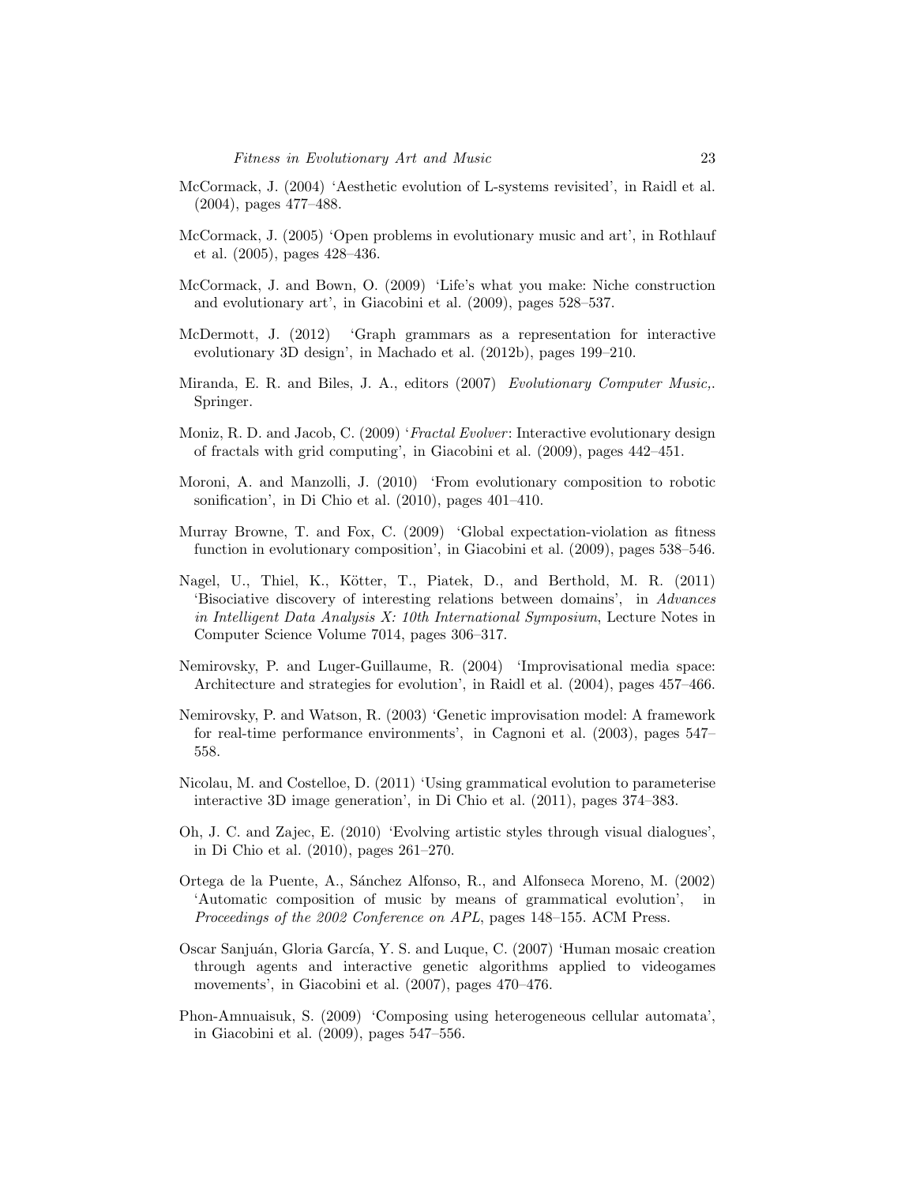McCormack, J. (2004) 'Aesthetic evolution of L-systems revisited', in Raidl et al. (2004), pages 477–488.

McCormack, J. (2005) 'Open problems in evolutionary music and art', in Rothlauf et al. (2005), pages 428–436.

McCormack, J. and Bown, O. (2009) 'Life's what you make: Niche construction and evolutionary art', in Giacobini et al. (2009), pages 528–537.

McDermott, J. (2012) 'Graph grammars as a representation for interactive evolutionary 3D design', in Machado et al. (2012b), pages 199–210.

Miranda, E. R. and Biles, J. A., editors (2007) *Evolutionary Computer Music,*. Springer.

Moniz, R. D. and Jacob, C. (2009) '*Fractal Evolver*: Interactive evolutionary design of fractals with grid computing', in Giacobini et al. (2009), pages 442–451.

Moroni, A. and Manzolli, J. (2010) 'From evolutionary composition to robotic sonification', in Di Chio et al. (2010), pages 401–410.

Murray Browne, T. and Fox, C. (2009) 'Global expectation-violation as fitness function in evolutionary composition', in Giacobini et al. (2009), pages 538–546.

Nagel, U., Thiel, K., Kötter, T., Piatek, D., and Berthold, M. R. (2011) 'Bisociative discovery of interesting relations between domains', in *Advances in Intelligent Data Analysis X: 10th International Symposium*, Lecture Notes in Computer Science Volume 7014, pages 306–317.

Nemirovsky, P. and Luger-Guillaume, R. (2004) 'Improvisational media space: Architecture and strategies for evolution', in Raidl et al. (2004), pages 457–466.

Nemirovsky, P. and Watson, R. (2003) 'Genetic improvisation model: A framework for real-time performance environments', in Cagnoni et al. (2003), pages 547–558.

Nicolau, M. and Costelloe, D. (2011) 'Using grammatical evolution to parameterise interactive 3D image generation', in Di Chio et al. (2011), pages 374–383.

Oh, J. C. and Zajec, E. (2010) 'Evolving artistic styles through visual dialogues', in Di Chio et al. (2010), pages 261–270.

Ortega de la Puente, A., Sánchez Alfonso, R., and Alfonseca Moreno, M. (2002) 'Automatic composition of music by means of grammatical evolution', in *Proceedings of the 2002 Conference on APL*, pages 148–155. ACM Press.

Oscar Sanjuán, Gloria García, Y. S. and Luque, C. (2007) 'Human mosaic creation through agents and interactive genetic algorithms applied to videogames movements', in Giacobini et al. (2007), pages 470–476.

Phon-Amnuaisuk, S. (2009) 'Composing using heterogeneous cellular automata', in Giacobini et al. (2009), pages 547–556.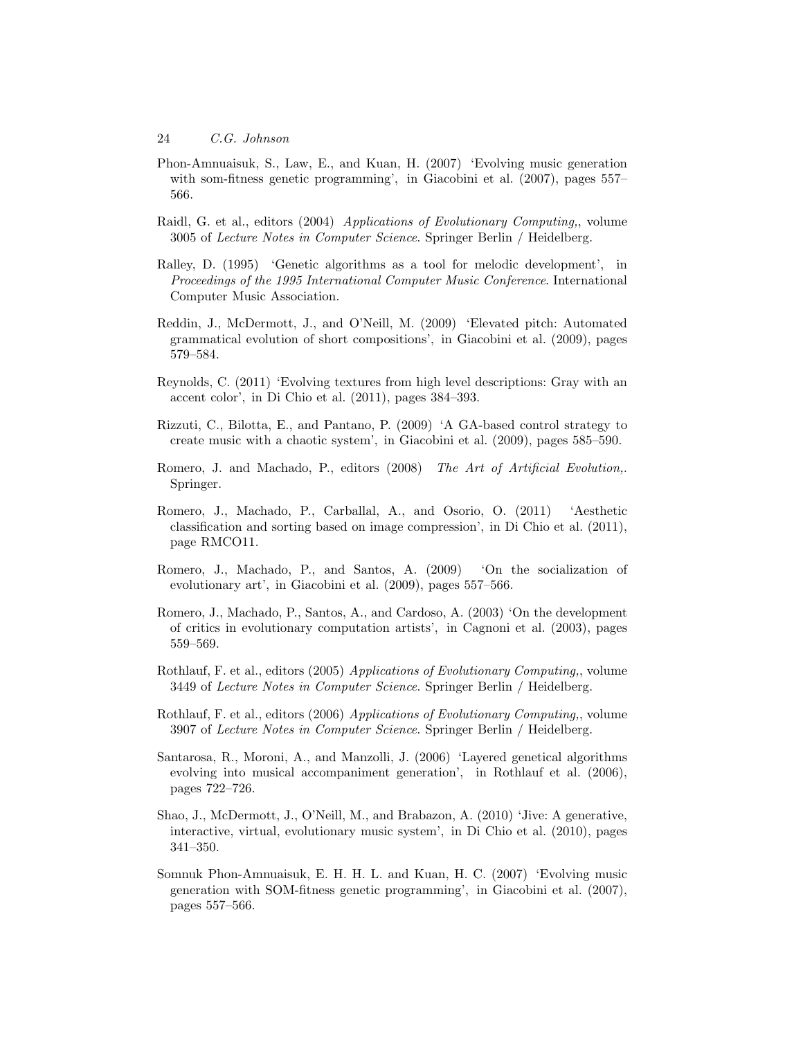Phon-Amnuaisuk, S., Law, E., and Kuan, H. (2007) 'Evolving music generation with som-fitness genetic programming', in Giacobini et al. (2007), pages 557–566.

Raidl, G. et al., editors (2004) *Applications of Evolutionary Computing,*, volume 3005 of *Lecture Notes in Computer Science*. Springer Berlin / Heidelberg.

Ralley, D. (1995) 'Genetic algorithms as a tool for melodic development', in *Proceedings of the 1995 International Computer Music Conference*. International Computer Music Association.

Reddin, J., McDermott, J., and O'Neill, M. (2009) 'Elevated pitch: Automated grammatical evolution of short compositions', in Giacobini et al. (2009), pages 579–584.

Reynolds, C. (2011) 'Evolving textures from high level descriptions: Gray with an accent color', in Di Chio et al. (2011), pages 384–393.

Rizzuti, C., Bilotta, E., and Pantano, P. (2009) 'A GA-based control strategy to create music with a chaotic system', in Giacobini et al. (2009), pages 585–590.

Romero, J. and Machado, P., editors (2008) *The Art of Artificial Evolution,*. Springer.

Romero, J., Machado, P., Carballal, A., and Osorio, O. (2011) 'Aesthetic classification and sorting based on image compression', in Di Chio et al. (2011), page RMCO11.

Romero, J., Machado, P., and Santos, A. (2009) 'On the socialization of evolutionary art', in Giacobini et al. (2009), pages 557–566.

Romero, J., Machado, P., Santos, A., and Cardoso, A. (2003) 'On the development of critics in evolutionary computation artists', in Cagnoni et al. (2003), pages 559–569.

Rothlauf, F. et al., editors (2005) *Applications of Evolutionary Computing,*, volume 3449 of *Lecture Notes in Computer Science*. Springer Berlin / Heidelberg.

Rothlauf, F. et al., editors (2006) *Applications of Evolutionary Computing,*, volume 3907 of *Lecture Notes in Computer Science*. Springer Berlin / Heidelberg.

Santarosa, R., Moroni, A., and Manzolli, J. (2006) 'Layered genetical algorithms evolving into musical accompaniment generation', in Rothlauf et al. (2006), pages 722–726.

Shao, J., McDermott, J., O'Neill, M., and Brabazon, A. (2010) 'Jive: A generative, interactive, virtual, evolutionary music system', in Di Chio et al. (2010), pages 341–350.

Somnuk Phon-Amnuaisuk, E. H. H. L. and Kuan, H. C. (2007) 'Evolving music generation with SOM-fitness genetic programming', in Giacobini et al. (2007), pages 557–566.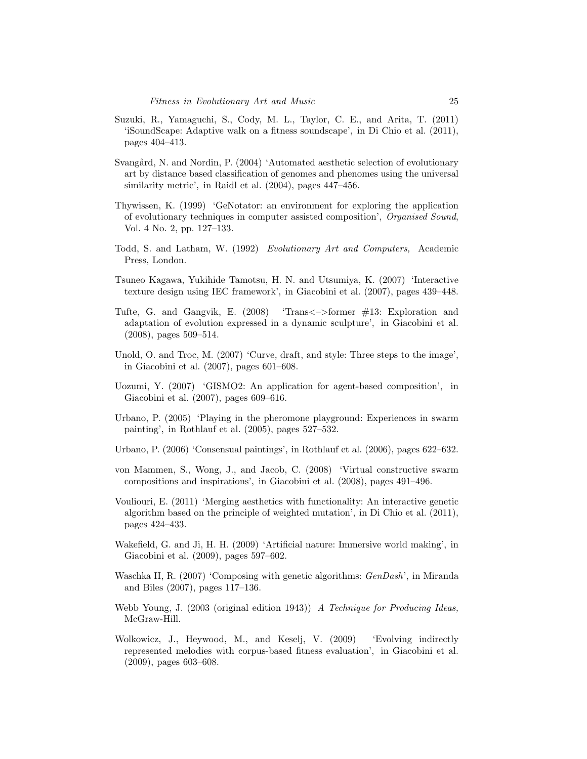Suzuki, R., Yamaguchi, S., Cody, M. L., Taylor, C. E., and Arita, T. (2011) 'iSoundScape: Adaptive walk on a fitness soundscape', in Di Chio et al. (2011), pages 404–413.

Svangård, N. and Nordin, P. (2004) 'Automated aesthetic selection of evolutionary art by distance based classification of genomes and phenomes using the universal similarity metric', in Raidl et al. (2004), pages 447–456.

Thywissen, K. (1999) 'GeNotator: an environment for exploring the application of evolutionary techniques in computer assisted composition', *Organised Sound*, Vol. 4 No. 2, pp. 127–133.

Todd, S. and Latham, W. (1992) *Evolutionary Art and Computers,* Academic Press, London.

Tsuneo Kagawa, Yukihide Tamotsu, H. N. and Utsumiya, K. (2007) 'Interactive texture design using IEC framework', in Giacobini et al. (2007), pages 439–448.

Tufte, G. and Gangvik, E. (2008) 'Trans<–>former #13: Exploration and adaptation of evolution expressed in a dynamic sculpture', in Giacobini et al. (2008), pages 509–514.

Unold, O. and Troc, M. (2007) 'Curve, draft, and style: Three steps to the image', in Giacobini et al. (2007), pages 601–608.

Uozumi, Y. (2007) 'GISMO2: An application for agent-based composition', in Giacobini et al. (2007), pages 609–616.

Urbano, P. (2005) 'Playing in the pheromone playground: Experiences in swarm painting', in Rothlauf et al. (2005), pages 527–532.

Urbano, P. (2006) 'Consensual paintings', in Rothlauf et al. (2006), pages 622–632.

von Mammen, S., Wong, J., and Jacob, C. (2008) 'Virtual constructive swarm compositions and inspirations', in Giacobini et al. (2008), pages 491–496.

Vouliouri, E. (2011) 'Merging aesthetics with functionality: An interactive genetic algorithm based on the principle of weighted mutation', in Di Chio et al. (2011), pages 424–433.

Wakefield, G. and Ji, H. H. (2009) 'Artificial nature: Immersive world making', in Giacobini et al. (2009), pages 597–602.

Waschka II, R. (2007) 'Composing with genetic algorithms: *GenDash*', in Miranda and Biles (2007), pages 117–136.

Webb Young, J. (2003 (original edition 1943)) *A Technique for Producing Ideas,* McGraw-Hill.

Wolkowicz, J., Heywood, M., and Keselj, V. (2009) 'Evolving indirectly represented melodies with corpus-based fitness evaluation', in Giacobini et al. (2009), pages 603–608.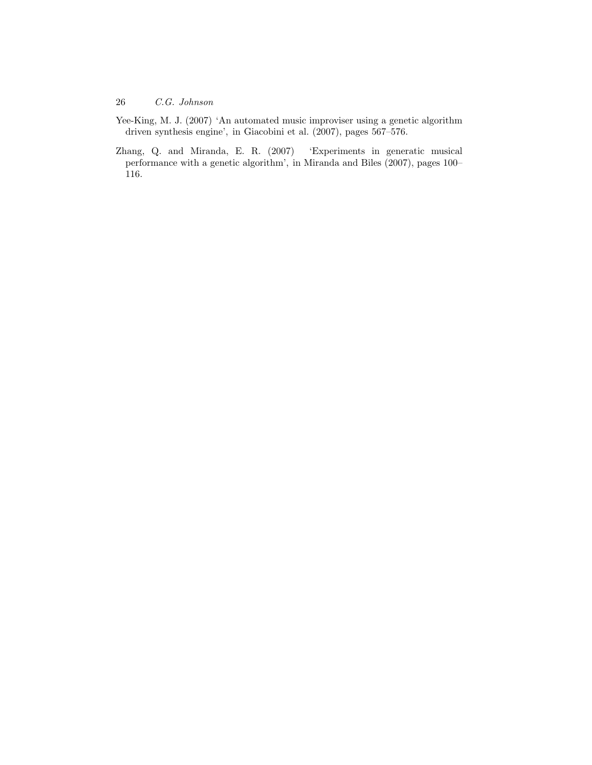Yee-King, M. J. (2007) 'An automated music improviser using a genetic algorithm driven synthesis engine', in Giacobini et al. (2007), pages 567–576.

Zhang, Q. and Miranda, E. R. (2007) 'Experiments in generatic musical performance with a genetic algorithm', in Miranda and Biles (2007), pages 100–116.